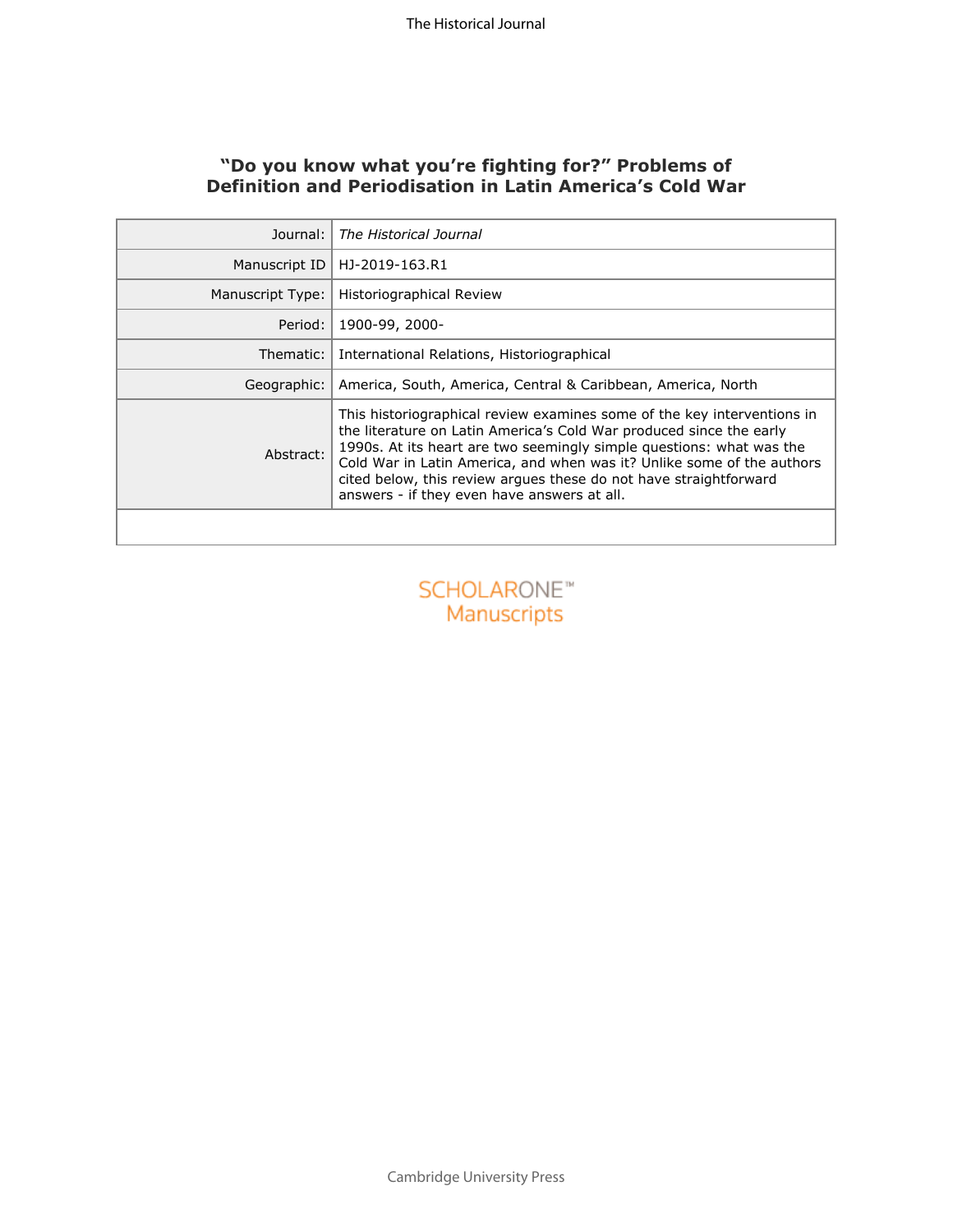# "Do you know what you're fighting for?" Problems of Definition and Periodisation in Latin America's Cold War

| | |
|---|---|
| Journal: | *The Historical Journal* |
| Manuscript ID | HJ-2019-163.R1 |
| Manuscript Type: | Historiographical Review |
| Period: | 1900-99, 2000- |
| Thematic: | International Relations, Historiographical |
| Geographic: | America, South, America, Central & Caribbean, America, North |
| Abstract: | This historiographical review examines some of the key interventions in the literature on Latin America's Cold War produced since the early 1990s. At its heart are two seemingly simple questions: what was the Cold War in Latin America, and when was it? Unlike some of the authors cited below, this review argues these do not have straightforward answers - if they even have answers at all. |

SCHOLARONE™ Manuscripts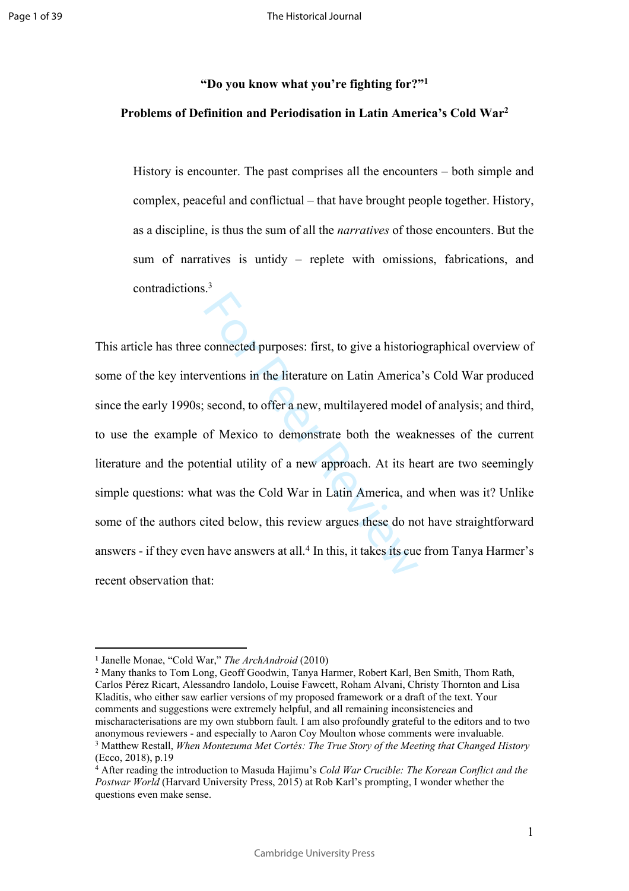**"Do you know what you're fighting for?"[1]**

**Problems of Definition and Periodisation in Latin America's Cold War[2]**

> History is encounter. The past comprises all the encounters – both simple and complex, peaceful and conflictual – that have brought people together. History, as a discipline, is thus the sum of all the *narratives* of those encounters. But the sum of narratives is untidy – replete with omissions, fabrications, and contradictions.[3]

This article has three connected purposes: first, to give a historiographical overview of some of the key interventions in the literature on Latin America's Cold War produced since the early 1990s; second, to offer a new, multilayered model of analysis; and third, to use the example of Mexico to demonstrate both the weaknesses of the current literature and the potential utility of a new approach. At its heart are two seemingly simple questions: what was the Cold War in Latin America, and when was it? Unlike some of the authors cited below, this review argues these do not have straightforward answers - if they even have answers at all.[4] In this, it takes its cue from Tanya Harmer's recent observation that:

---

[1] Janelle Monae, "Cold War," *The ArchAndroid* (2010)

[2] Many thanks to Tom Long, Geoff Goodwin, Tanya Harmer, Robert Karl, Ben Smith, Thom Rath, Carlos Pérez Ricart, Alessandro Iandolo, Louise Fawcett, Roham Alvani, Christy Thornton and Lisa Kladitis, who either saw earlier versions of my proposed framework or a draft of the text. Your comments and suggestions were extremely helpful, and all remaining inconsistencies and mischaracterisations are my own stubborn fault. I am also profoundly grateful to the editors and to two anonymous reviewers - and especially to Aaron Coy Moulton whose comments were invaluable.

[3] Matthew Restall, *When Montezuma Met Cortés: The True Story of the Meeting that Changed History* (Ecco, 2018), p.19

[4] After reading the introduction to Masuda Hajimu's *Cold War Crucible: The Korean Conflict and the Postwar World* (Harvard University Press, 2015) at Rob Karl's prompting, I wonder whether the questions even make sense.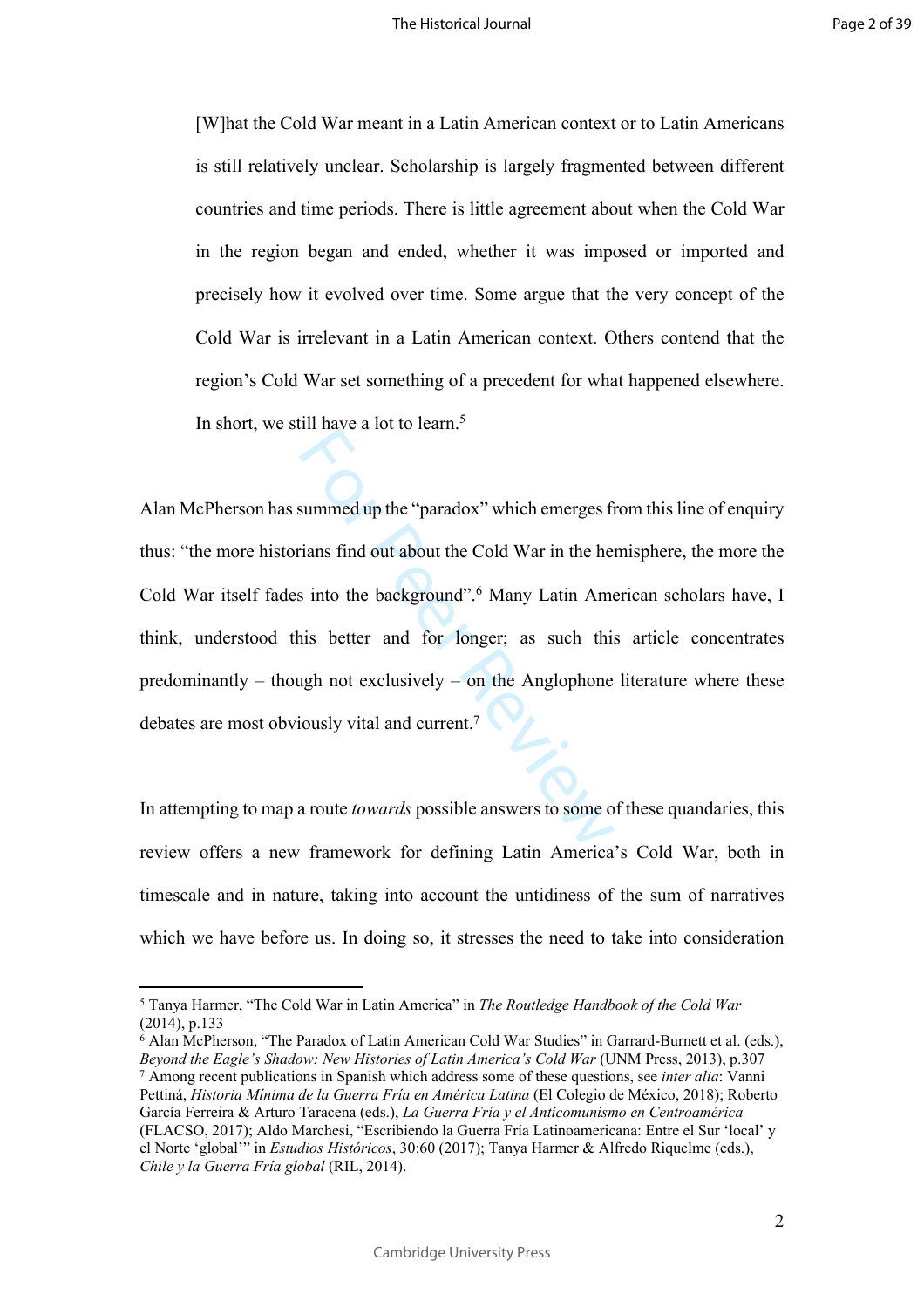> [W]hat the Cold War meant in a Latin American context or to Latin Americans is still relatively unclear. Scholarship is largely fragmented between different countries and time periods. There is little agreement about when the Cold War in the region began and ended, whether it was imposed or imported and precisely how it evolved over time. Some argue that the very concept of the Cold War is irrelevant in a Latin American context. Others contend that the region's Cold War set something of a precedent for what happened elsewhere. In short, we still have a lot to learn.[5]

Alan McPherson has summed up the "paradox" which emerges from this line of enquiry thus: "the more historians find out about the Cold War in the hemisphere, the more the Cold War itself fades into the background".[6] Many Latin American scholars have, I think, understood this better and for longer; as such this article concentrates predominantly – though not exclusively – on the Anglophone literature where these debates are most obviously vital and current.[7]

In attempting to map a route *towards* possible answers to some of these quandaries, this review offers a new framework for defining Latin America's Cold War, both in timescale and in nature, taking into account the untidiness of the sum of narratives which we have before us. In doing so, it stresses the need to take into consideration

---

[5] Tanya Harmer, "The Cold War in Latin America" in *The Routledge Handbook of the Cold War* (2014), p.133

[6] Alan McPherson, "The Paradox of Latin American Cold War Studies" in Garrard-Burnett et al. (eds.), *Beyond the Eagle's Shadow: New Histories of Latin America's Cold War* (UNM Press, 2013), p.307

[7] Among recent publications in Spanish which address some of these questions, see *inter alia*: Vanni Pettiná, *Historia Mínima de la Guerra Fría en América Latina* (El Colegio de México, 2018); Roberto García Ferreira & Arturo Taracena (eds.), *La Guerra Fría y el Anticomunismo en Centroamérica* (FLACSO, 2017); Aldo Marchesi, "Escribiendo la Guerra Fría Latinoamericana: Entre el Sur 'local' y el Norte 'global'" in *Estudios Históricos*, 30:60 (2017); Tanya Harmer & Alfredo Riquelme (eds.), *Chile y la Guerra Fría global* (RIL, 2014).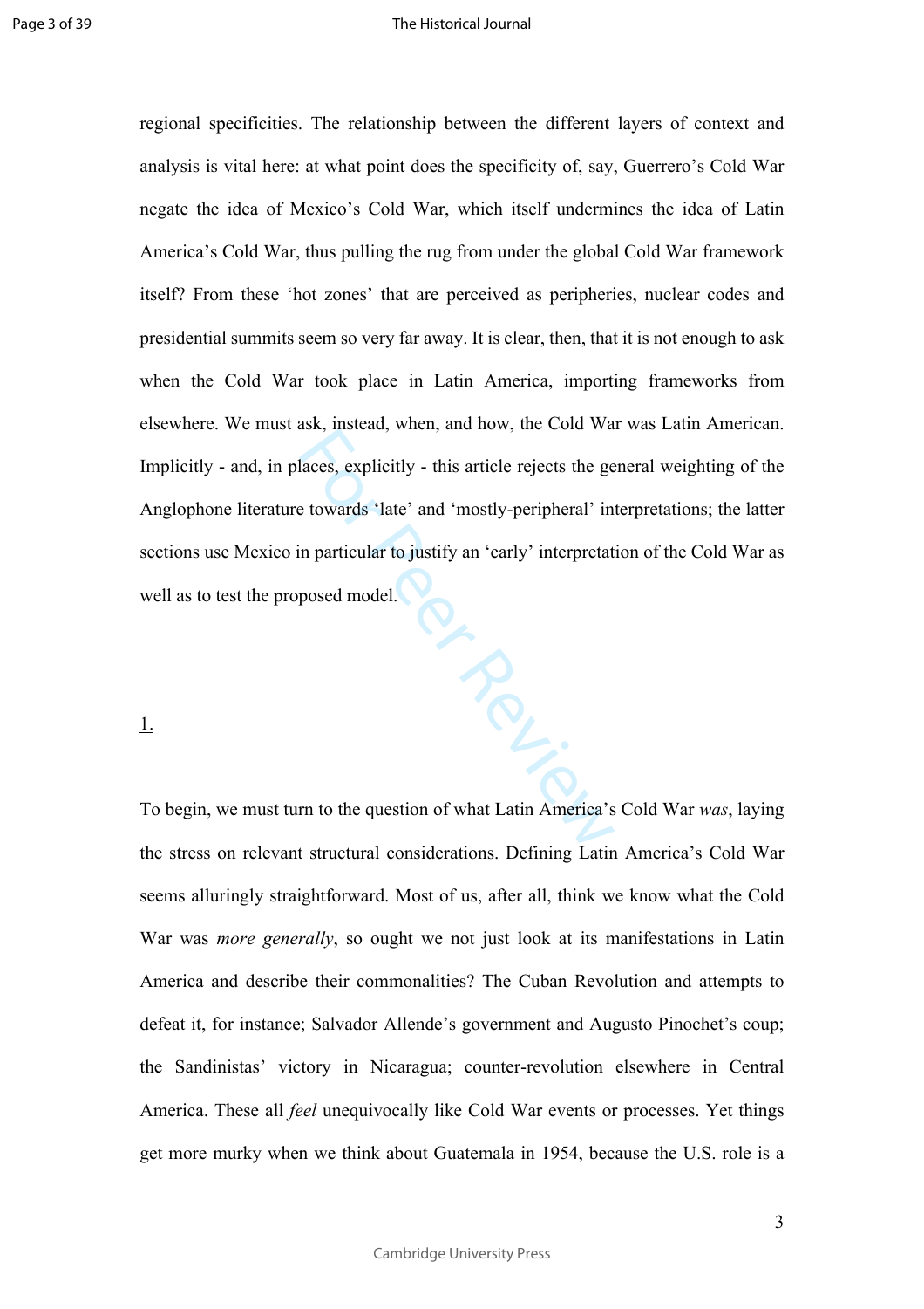regional specificities. The relationship between the different layers of context and analysis is vital here: at what point does the specificity of, say, Guerrero's Cold War negate the idea of Mexico's Cold War, which itself undermines the idea of Latin America's Cold War, thus pulling the rug from under the global Cold War framework itself? From these 'hot zones' that are perceived as peripheries, nuclear codes and presidential summits seem so very far away. It is clear, then, that it is not enough to ask when the Cold War took place in Latin America, importing frameworks from elsewhere. We must ask, instead, when, and how, the Cold War was Latin American. Implicitly - and, in places, explicitly - this article rejects the general weighting of the Anglophone literature towards 'late' and 'mostly-peripheral' interpretations; the latter sections use Mexico in particular to justify an 'early' interpretation of the Cold War as well as to test the proposed model.

## 1.

To begin, we must turn to the question of what Latin America's Cold War *was*, laying the stress on relevant structural considerations. Defining Latin America's Cold War seems alluringly straightforward. Most of us, after all, think we know what the Cold War was *more generally*, so ought we not just look at its manifestations in Latin America and describe their commonalities? The Cuban Revolution and attempts to defeat it, for instance; Salvador Allende's government and Augusto Pinochet's coup; the Sandinistas' victory in Nicaragua; counter-revolution elsewhere in Central America. These all *feel* unequivocally like Cold War events or processes. Yet things get more murky when we think about Guatemala in 1954, because the U.S. role is a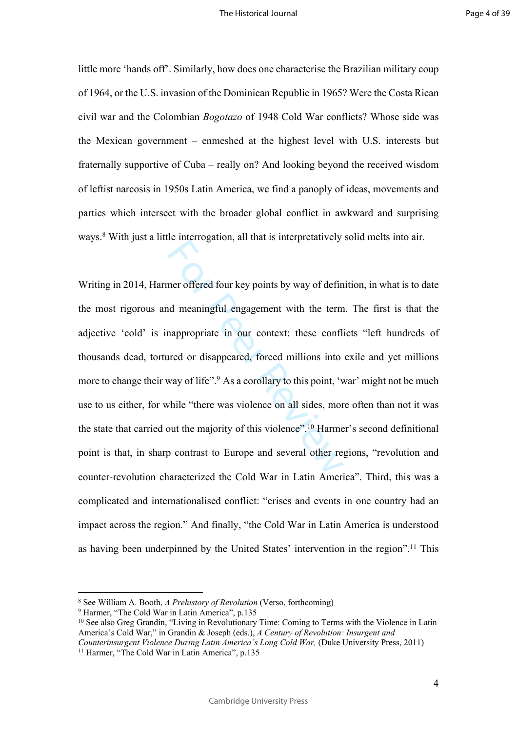little more 'hands off'. Similarly, how does one characterise the Brazilian military coup of 1964, or the U.S. invasion of the Dominican Republic in 1965? Were the Costa Rican civil war and the Colombian *Bogotazo* of 1948 Cold War conflicts? Whose side was the Mexican government – enmeshed at the highest level with U.S. interests but fraternally supportive of Cuba – really on? And looking beyond the received wisdom of leftist narcosis in 1950s Latin America, we find a panoply of ideas, movements and parties which intersect with the broader global conflict in awkward and surprising ways.[8] With just a little interrogation, all that is interpretatively solid melts into air.

Writing in 2014, Harmer offered four key points by way of definition, in what is to date the most rigorous and meaningful engagement with the term. The first is that the adjective 'cold' is inappropriate in our context: these conflicts "left hundreds of thousands dead, tortured or disappeared, forced millions into exile and yet millions more to change their way of life".[9] As a corollary to this point, 'war' might not be much use to us either, for while "there was violence on all sides, more often than not it was the state that carried out the majority of this violence".[10] Harmer's second definitional point is that, in sharp contrast to Europe and several other regions, "revolution and counter-revolution characterized the Cold War in Latin America". Third, this was a complicated and internationalised conflict: "crises and events in one country had an impact across the region." And finally, "the Cold War in Latin America is understood as having been underpinned by the United States' intervention in the region".[11] This

[8] See William A. Booth, *A Prehistory of Revolution* (Verso, forthcoming)

[9] Harmer, "The Cold War in Latin America", p.135

[10] See also Greg Grandin, "Living in Revolutionary Time: Coming to Terms with the Violence in Latin America's Cold War," in Grandin & Joseph (eds.), *A Century of Revolution: Insurgent and Counterinsurgent Violence During Latin America's Long Cold War,* (Duke University Press, 2011)

[11] Harmer, "The Cold War in Latin America", p.135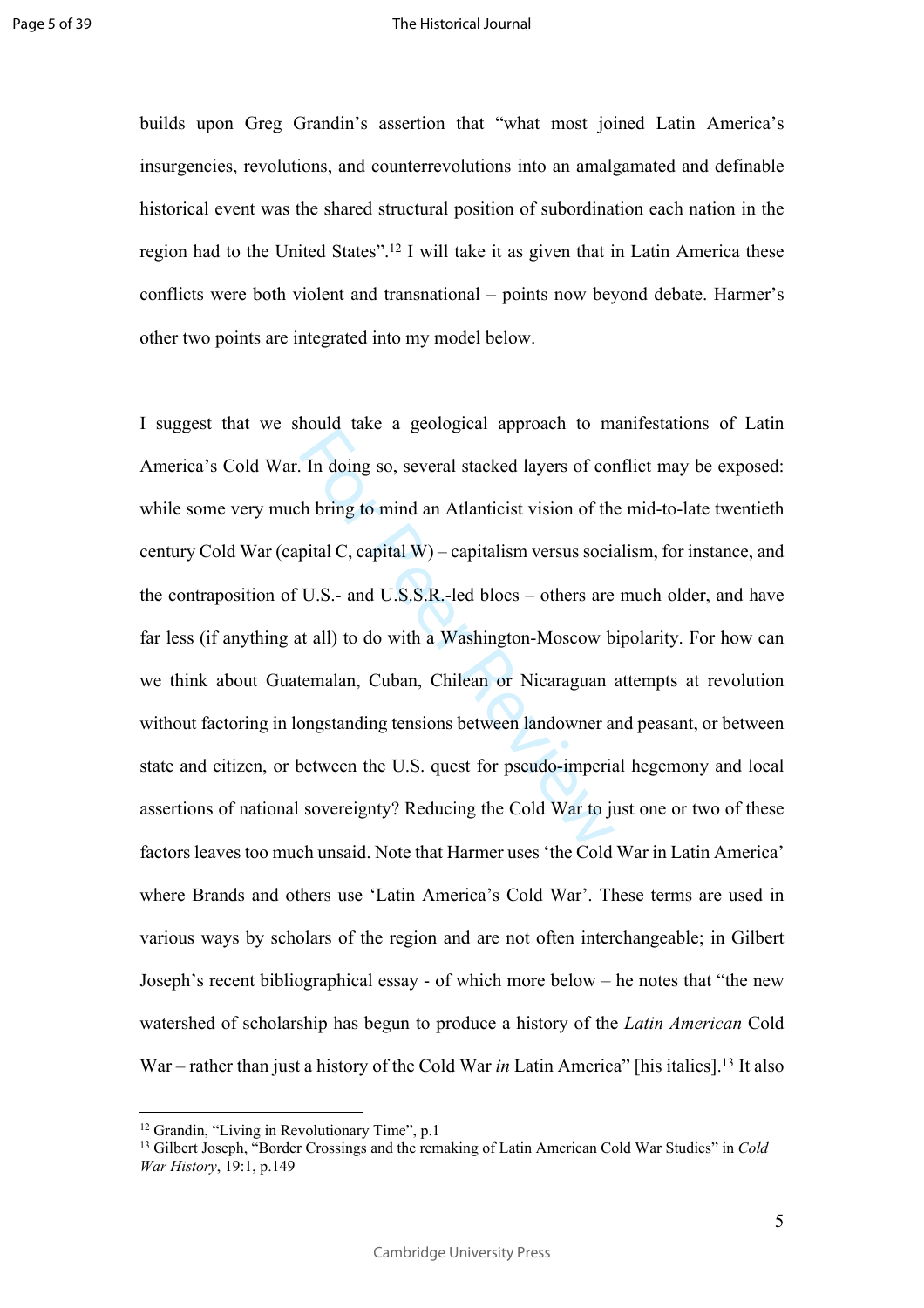builds upon Greg Grandin's assertion that "what most joined Latin America's insurgencies, revolutions, and counterrevolutions into an amalgamated and definable historical event was the shared structural position of subordination each nation in the region had to the United States".[12] I will take it as given that in Latin America these conflicts were both violent and transnational – points now beyond debate. Harmer's other two points are integrated into my model below.

I suggest that we should take a geological approach to manifestations of Latin America's Cold War. In doing so, several stacked layers of conflict may be exposed: while some very much bring to mind an Atlanticist vision of the mid-to-late twentieth century Cold War (capital C, capital W) – capitalism versus socialism, for instance, and the contraposition of U.S.- and U.S.S.R.-led blocs – others are much older, and have far less (if anything at all) to do with a Washington-Moscow bipolarity. For how can we think about Guatemalan, Cuban, Chilean or Nicaraguan attempts at revolution without factoring in longstanding tensions between landowner and peasant, or between state and citizen, or between the U.S. quest for pseudo-imperial hegemony and local assertions of national sovereignty? Reducing the Cold War to just one or two of these factors leaves too much unsaid. Note that Harmer uses 'the Cold War in Latin America' where Brands and others use 'Latin America's Cold War'. These terms are used in various ways by scholars of the region and are not often interchangeable; in Gilbert Joseph's recent bibliographical essay - of which more below – he notes that "the new watershed of scholarship has begun to produce a history of the *Latin American* Cold War – rather than just a history of the Cold War *in* Latin America" [his italics].[13] It also

[12] Grandin, "Living in Revolutionary Time", p.1

[13] Gilbert Joseph, "Border Crossings and the remaking of Latin American Cold War Studies" in *Cold War History*, 19:1, p.149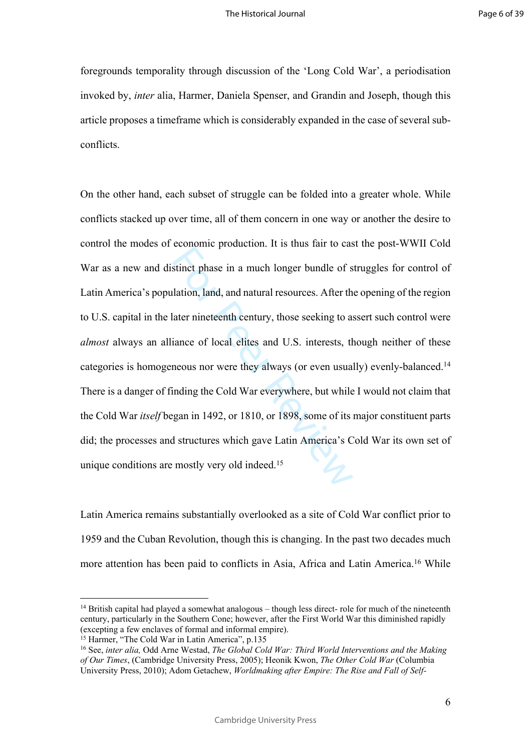foregrounds temporality through discussion of the 'Long Cold War', a periodisation invoked by, *inter* alia, Harmer, Daniela Spenser, and Grandin and Joseph, though this article proposes a timeframe which is considerably expanded in the case of several sub-conflicts.

On the other hand, each subset of struggle can be folded into a greater whole. While conflicts stacked up over time, all of them concern in one way or another the desire to control the modes of economic production. It is thus fair to cast the post-WWII Cold War as a new and distinct phase in a much longer bundle of struggles for control of Latin America's population, land, and natural resources. After the opening of the region to U.S. capital in the later nineteenth century, those seeking to assert such control were *almost* always an alliance of local elites and U.S. interests, though neither of these categories is homogeneous nor were they always (or even usually) evenly-balanced.[14] There is a danger of finding the Cold War everywhere, but while I would not claim that the Cold War *itself* began in 1492, or 1810, or 1898, some of its major constituent parts did; the processes and structures which gave Latin America's Cold War its own set of unique conditions are mostly very old indeed.[15]

Latin America remains substantially overlooked as a site of Cold War conflict prior to 1959 and the Cuban Revolution, though this is changing. In the past two decades much more attention has been paid to conflicts in Asia, Africa and Latin America.[16] While

---

[14] British capital had played a somewhat analogous – though less direct- role for much of the nineteenth century, particularly in the Southern Cone; however, after the First World War this diminished rapidly (excepting a few enclaves of formal and informal empire).

[15] Harmer, "The Cold War in Latin America", p.135

[16] See, *inter alia,* Odd Arne Westad, *The Global Cold War: Third World Interventions and the Making of Our Times*, (Cambridge University Press, 2005); Heonik Kwon, *The Other Cold War* (Columbia University Press, 2010); Adom Getachew, *Worldmaking after Empire: The Rise and Fall of Self-*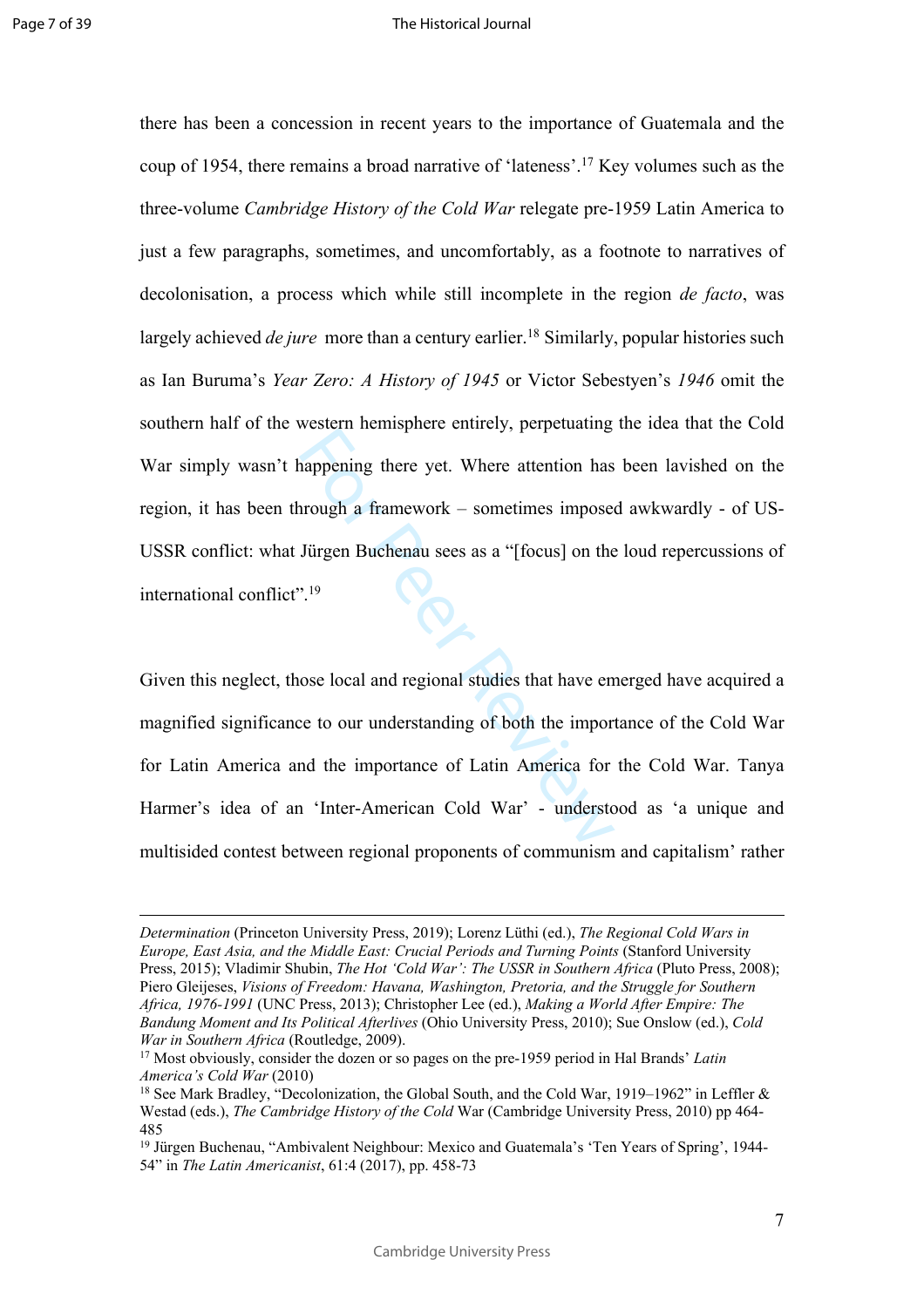there has been a concession in recent years to the importance of Guatemala and the coup of 1954, there remains a broad narrative of 'lateness'.[17] Key volumes such as the three-volume *Cambridge History of the Cold War* relegate pre-1959 Latin America to just a few paragraphs, sometimes, and uncomfortably, as a footnote to narratives of decolonisation, a process which while still incomplete in the region *de facto*, was largely achieved *de jure* more than a century earlier.[18] Similarly, popular histories such as Ian Buruma's *Year Zero: A History of 1945* or Victor Sebestyen's *1946* omit the southern half of the western hemisphere entirely, perpetuating the idea that the Cold War simply wasn't happening there yet. Where attention has been lavished on the region, it has been through a framework – sometimes imposed awkwardly - of US-USSR conflict: what Jürgen Buchenau sees as a "[focus] on the loud repercussions of international conflict".[19]

Given this neglect, those local and regional studies that have emerged have acquired a magnified significance to our understanding of both the importance of the Cold War for Latin America and the importance of Latin America for the Cold War. Tanya Harmer's idea of an 'Inter-American Cold War' - understood as 'a unique and multisided contest between regional proponents of communism and capitalism' rather

---

*Determination* (Princeton University Press, 2019); Lorenz Lüthi (ed.), *The Regional Cold Wars in Europe, East Asia, and the Middle East: Crucial Periods and Turning Points* (Stanford University Press, 2015); Vladimir Shubin, *The Hot 'Cold War': The USSR in Southern Africa* (Pluto Press, 2008); Piero Gleijeses, *Visions of Freedom: Havana, Washington, Pretoria, and the Struggle for Southern Africa, 1976-1991* (UNC Press, 2013); Christopher Lee (ed.), *Making a World After Empire: The Bandung Moment and Its Political Afterlives* (Ohio University Press, 2010); Sue Onslow (ed.), *Cold War in Southern Africa* (Routledge, 2009).

[17] Most obviously, consider the dozen or so pages on the pre-1959 period in Hal Brands' *Latin America's Cold War* (2010)

[18] See Mark Bradley, "Decolonization, the Global South, and the Cold War, 1919–1962" in Leffler & Westad (eds.), *The Cambridge History of the Cold* War (Cambridge University Press, 2010) pp 464-485

[19] Jürgen Buchenau, "Ambivalent Neighbour: Mexico and Guatemala's 'Ten Years of Spring', 1944-54" in *The Latin Americanist*, 61:4 (2017), pp. 458-73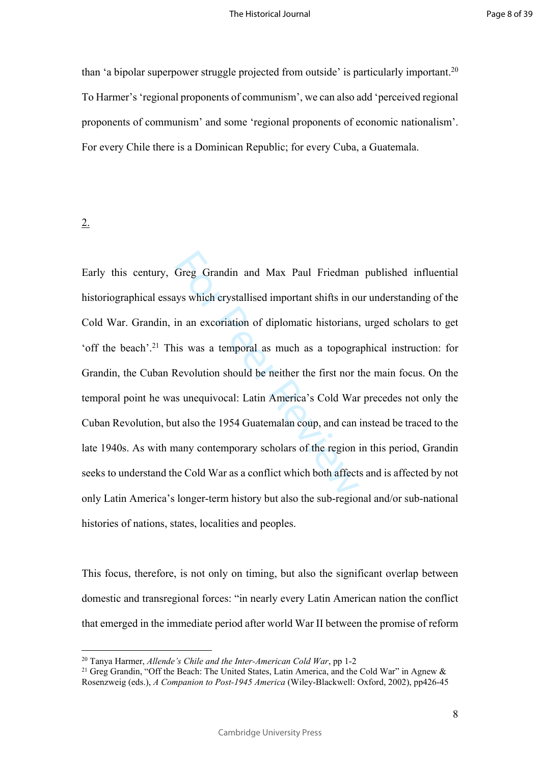than 'a bipolar superpower struggle projected from outside' is particularly important.[20] To Harmer's 'regional proponents of communism', we can also add 'perceived regional proponents of communism' and some 'regional proponents of economic nationalism'. For every Chile there is a Dominican Republic; for every Cuba, a Guatemala.

2.

Early this century, Greg Grandin and Max Paul Friedman published influential historiographical essays which crystallised important shifts in our understanding of the Cold War. Grandin, in an excoriation of diplomatic historians, urged scholars to get 'off the beach'.[21] This was a temporal as much as a topographical instruction: for Grandin, the Cuban Revolution should be neither the first nor the main focus. On the temporal point he was unequivocal: Latin America's Cold War precedes not only the Cuban Revolution, but also the 1954 Guatemalan coup, and can instead be traced to the late 1940s. As with many contemporary scholars of the region in this period, Grandin seeks to understand the Cold War as a conflict which both affects and is affected by not only Latin America's longer-term history but also the sub-regional and/or sub-national histories of nations, states, localities and peoples.

This focus, therefore, is not only on timing, but also the significant overlap between domestic and transregional forces: "in nearly every Latin American nation the conflict that emerged in the immediate period after world War II between the promise of reform

[20] Tanya Harmer, *Allende's Chile and the Inter-American Cold War*, pp 1-2

[21] Greg Grandin, "Off the Beach: The United States, Latin America, and the Cold War" in Agnew & Rosenzweig (eds.), *A Companion to Post-1945 America* (Wiley-Blackwell: Oxford, 2002), pp426-45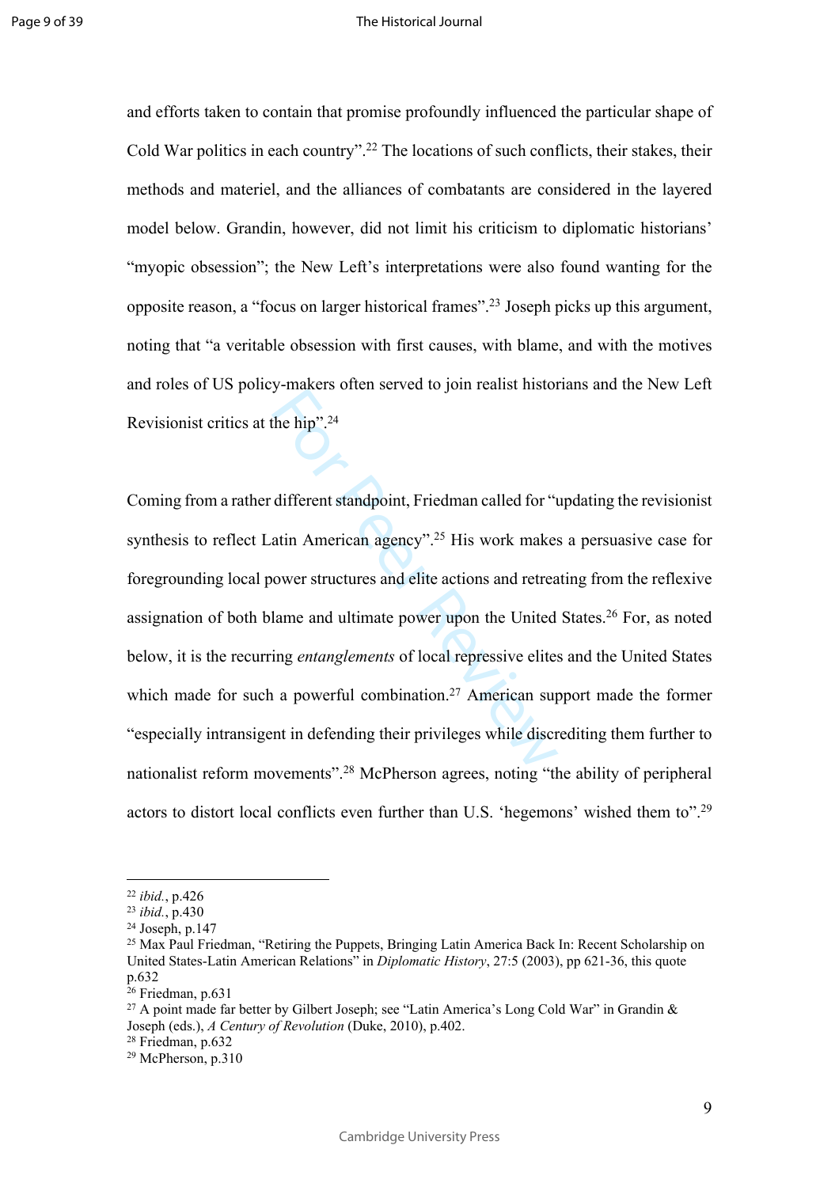and efforts taken to contain that promise profoundly influenced the particular shape of Cold War politics in each country".[22] The locations of such conflicts, their stakes, their methods and materiel, and the alliances of combatants are considered in the layered model below. Grandin, however, did not limit his criticism to diplomatic historians' "myopic obsession"; the New Left's interpretations were also found wanting for the opposite reason, a "focus on larger historical frames".[23] Joseph picks up this argument, noting that "a veritable obsession with first causes, with blame, and with the motives and roles of US policy-makers often served to join realist historians and the New Left Revisionist critics at the hip".[24]

Coming from a rather different standpoint, Friedman called for "updating the revisionist synthesis to reflect Latin American agency".[25] His work makes a persuasive case for foregrounding local power structures and elite actions and retreating from the reflexive assignation of both blame and ultimate power upon the United States.[26] For, as noted below, it is the recurring *entanglements* of local repressive elites and the United States which made for such a powerful combination.[27] American support made the former "especially intransigent in defending their privileges while discrediting them further to nationalist reform movements".[28] McPherson agrees, noting "the ability of peripheral actors to distort local conflicts even further than U.S. 'hegemons' wished them to".[29]

---

[22] *ibid.*, p.426

[23] *ibid.*, p.430

[24] Joseph, p.147

[25] Max Paul Friedman, "Retiring the Puppets, Bringing Latin America Back In: Recent Scholarship on United States-Latin American Relations" in *Diplomatic History*, 27:5 (2003), pp 621-36, this quote p.632

[26] Friedman, p.631

[27] A point made far better by Gilbert Joseph; see "Latin America's Long Cold War" in Grandin & Joseph (eds.), *A Century of Revolution* (Duke, 2010), p.402.

[28] Friedman, p.632

[29] McPherson, p.310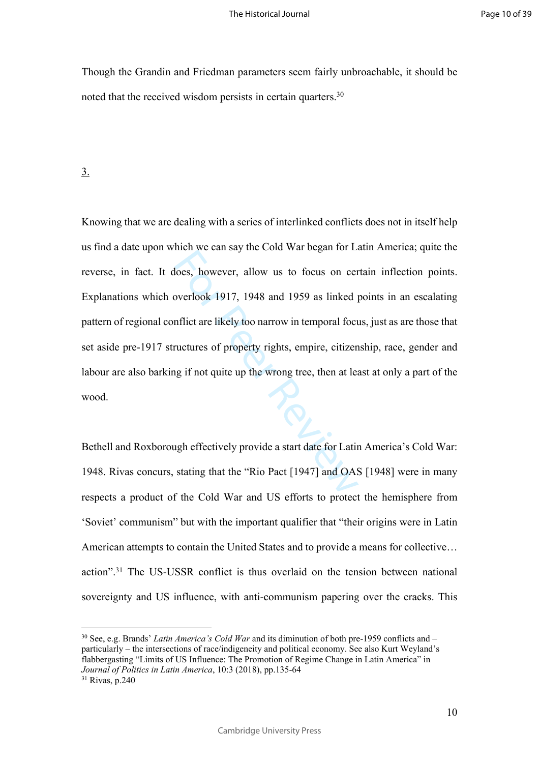Though the Grandin and Friedman parameters seem fairly unbroachable, it should be noted that the received wisdom persists in certain quarters.[30]

<u>3.</u>

Knowing that we are dealing with a series of interlinked conflicts does not in itself help us find a date upon which we can say the Cold War began for Latin America; quite the reverse, in fact. It does, however, allow us to focus on certain inflection points. Explanations which overlook 1917, 1948 and 1959 as linked points in an escalating pattern of regional conflict are likely too narrow in temporal focus, just as are those that set aside pre-1917 structures of property rights, empire, citizenship, race, gender and labour are also barking if not quite up the wrong tree, then at least at only a part of the wood.

Bethell and Roxborough effectively provide a start date for Latin America's Cold War: 1948. Rivas concurs, stating that the "Rio Pact [1947] and OAS [1948] were in many respects a product of the Cold War and US efforts to protect the hemisphere from 'Soviet' communism" but with the important qualifier that "their origins were in Latin American attempts to contain the United States and to provide a means for collective… action".[31] The US-USSR conflict is thus overlaid on the tension between national sovereignty and US influence, with anti-communism papering over the cracks. This

---

[30] See, e.g. Brands' *Latin America's Cold War* and its diminution of both pre-1959 conflicts and – particularly – the intersections of race/indigeneity and political economy. See also Kurt Weyland's flabbergasting "Limits of US Influence: The Promotion of Regime Change in Latin America" in *Journal of Politics in Latin America*, 10:3 (2018), pp.135-64

[31] Rivas, p.240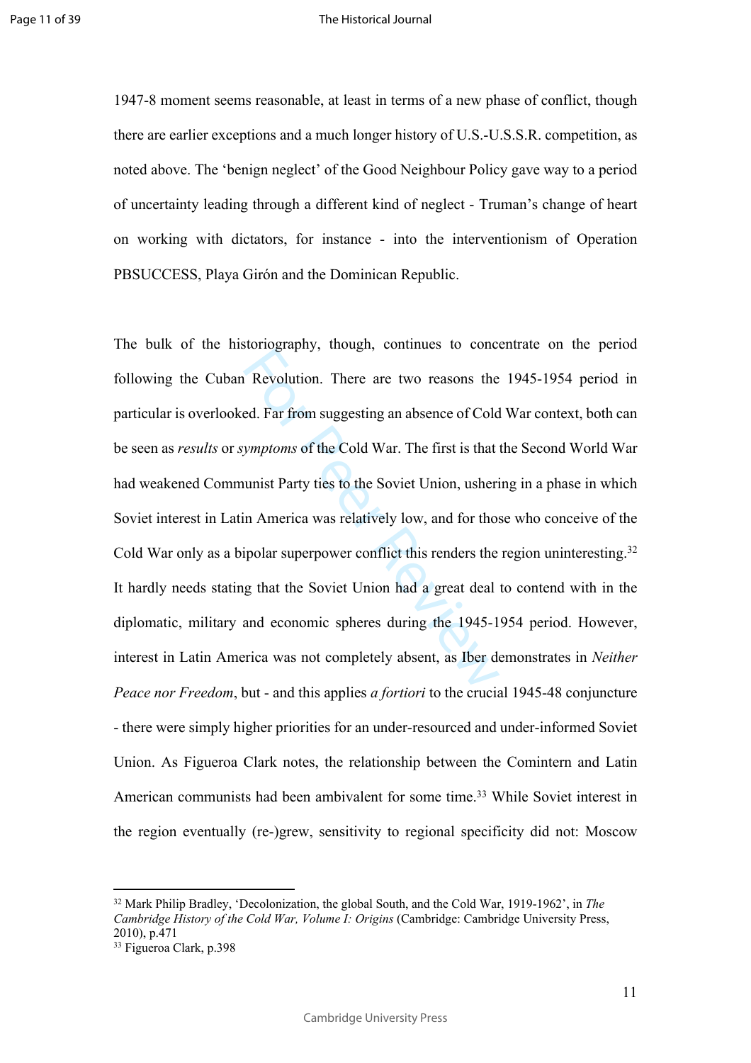1947-8 moment seems reasonable, at least in terms of a new phase of conflict, though there are earlier exceptions and a much longer history of U.S.-U.S.S.R. competition, as noted above. The 'benign neglect' of the Good Neighbour Policy gave way to a period of uncertainty leading through a different kind of neglect - Truman's change of heart on working with dictators, for instance - into the interventionism of Operation PBSUCCESS, Playa Girón and the Dominican Republic.

The bulk of the historiography, though, continues to concentrate on the period following the Cuban Revolution. There are two reasons the 1945-1954 period in particular is overlooked. Far from suggesting an absence of Cold War context, both can be seen as *results* or *symptoms* of the Cold War. The first is that the Second World War had weakened Communist Party ties to the Soviet Union, ushering in a phase in which Soviet interest in Latin America was relatively low, and for those who conceive of the Cold War only as a bipolar superpower conflict this renders the region uninteresting.[32] It hardly needs stating that the Soviet Union had a great deal to contend with in the diplomatic, military and economic spheres during the 1945-1954 period. However, interest in Latin America was not completely absent, as Iber demonstrates in *Neither Peace nor Freedom*, but - and this applies *a fortiori* to the crucial 1945-48 conjuncture - there were simply higher priorities for an under-resourced and under-informed Soviet Union. As Figueroa Clark notes, the relationship between the Comintern and Latin American communists had been ambivalent for some time.[33] While Soviet interest in the region eventually (re-)grew, sensitivity to regional specificity did not: Moscow

---

[32] Mark Philip Bradley, 'Decolonization, the global South, and the Cold War, 1919-1962', in *The Cambridge History of the Cold War, Volume I: Origins* (Cambridge: Cambridge University Press, 2010), p.471

[33] Figueroa Clark, p.398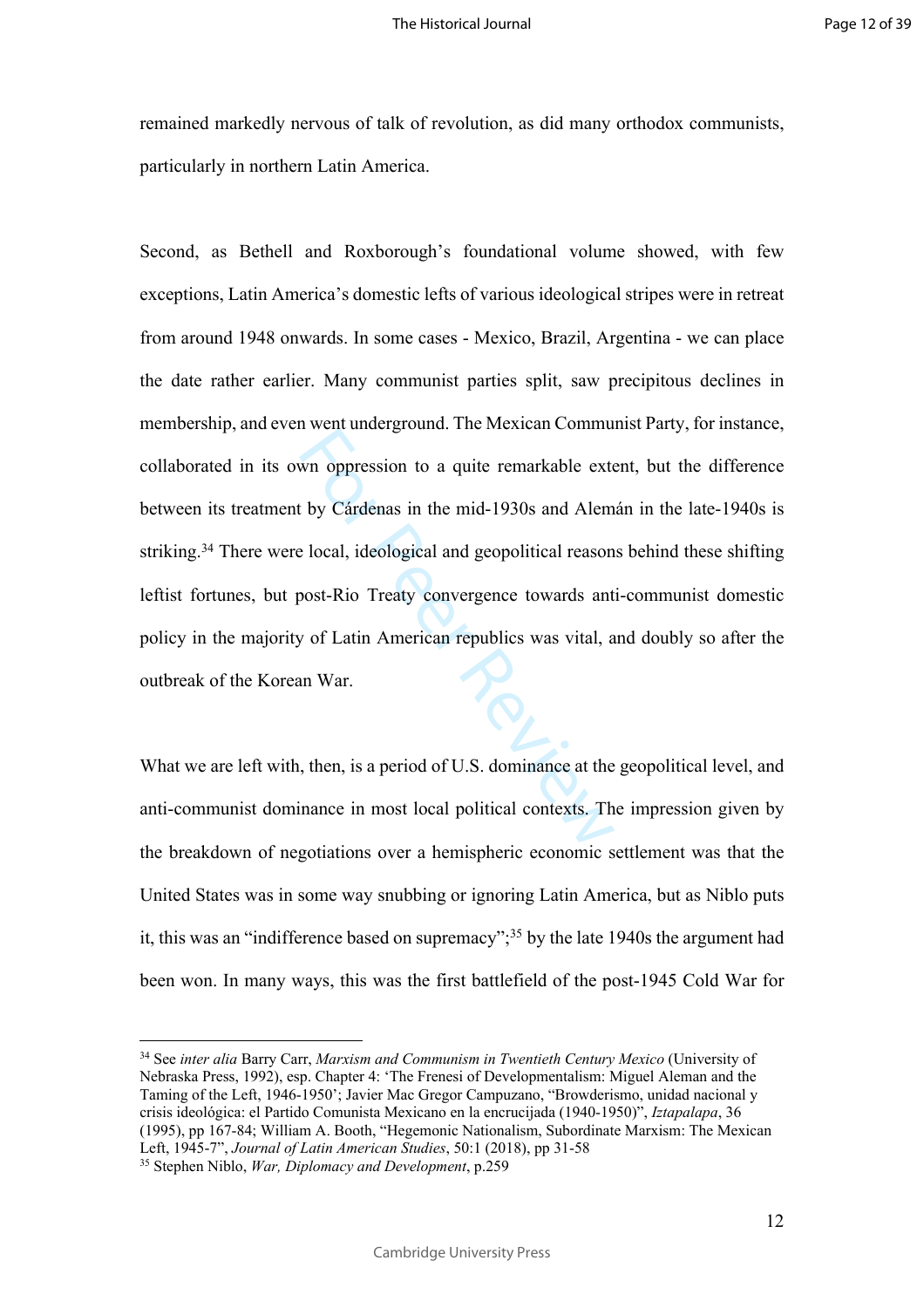remained markedly nervous of talk of revolution, as did many orthodox communists, particularly in northern Latin America.

Second, as Bethell and Roxborough's foundational volume showed, with few exceptions, Latin America's domestic lefts of various ideological stripes were in retreat from around 1948 onwards. In some cases - Mexico, Brazil, Argentina - we can place the date rather earlier. Many communist parties split, saw precipitous declines in membership, and even went underground. The Mexican Communist Party, for instance, collaborated in its own oppression to a quite remarkable extent, but the difference between its treatment by Cárdenas in the mid-1930s and Alemán in the late-1940s is striking.[34] There were local, ideological and geopolitical reasons behind these shifting leftist fortunes, but post-Rio Treaty convergence towards anti-communist domestic policy in the majority of Latin American republics was vital, and doubly so after the outbreak of the Korean War.

What we are left with, then, is a period of U.S. dominance at the geopolitical level, and anti-communist dominance in most local political contexts. The impression given by the breakdown of negotiations over a hemispheric economic settlement was that the United States was in some way snubbing or ignoring Latin America, but as Niblo puts it, this was an "indifference based on supremacy";[35] by the late 1940s the argument had been won. In many ways, this was the first battlefield of the post-1945 Cold War for

---

[34] See *inter alia* Barry Carr, *Marxism and Communism in Twentieth Century Mexico* (University of Nebraska Press, 1992), esp. Chapter 4: 'The Frenesi of Developmentalism: Miguel Aleman and the Taming of the Left, 1946-1950'; Javier Mac Gregor Campuzano, "Browderismo, unidad nacional y crisis ideológica: el Partido Comunista Mexicano en la encrucijada (1940-1950)", *Iztapalapa*, 36 (1995), pp 167-84; William A. Booth, "Hegemonic Nationalism, Subordinate Marxism: The Mexican Left, 1945-7", *Journal of Latin American Studies*, 50:1 (2018), pp 31-58

[35] Stephen Niblo, *War, Diplomacy and Development*, p.259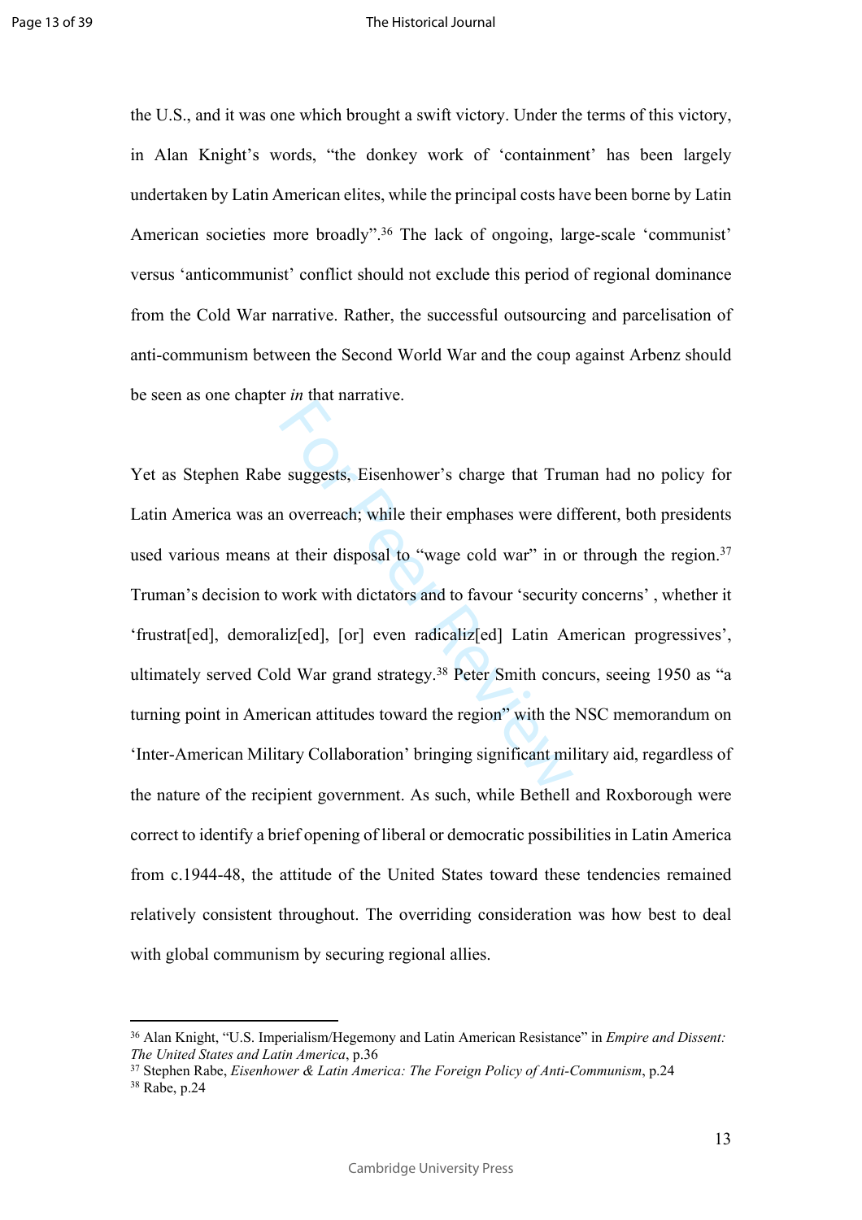the U.S., and it was one which brought a swift victory. Under the terms of this victory, in Alan Knight's words, "the donkey work of 'containment' has been largely undertaken by Latin American elites, while the principal costs have been borne by Latin American societies more broadly".[36] The lack of ongoing, large-scale 'communist' versus 'anticommunist' conflict should not exclude this period of regional dominance from the Cold War narrative. Rather, the successful outsourcing and parcelisation of anti-communism between the Second World War and the coup against Arbenz should be seen as one chapter *in* that narrative.

Yet as Stephen Rabe suggests, Eisenhower's charge that Truman had no policy for Latin America was an overreach; while their emphases were different, both presidents used various means at their disposal to "wage cold war" in or through the region.[37] Truman's decision to work with dictators and to favour 'security concerns' , whether it 'frustrat[ed], demoraliz[ed], [or] even radicaliz[ed] Latin American progressives', ultimately served Cold War grand strategy.[38] Peter Smith concurs, seeing 1950 as "a turning point in American attitudes toward the region" with the NSC memorandum on 'Inter-American Military Collaboration' bringing significant military aid, regardless of the nature of the recipient government. As such, while Bethell and Roxborough were correct to identify a brief opening of liberal or democratic possibilities in Latin America from c.1944-48, the attitude of the United States toward these tendencies remained relatively consistent throughout. The overriding consideration was how best to deal with global communism by securing regional allies.

---

[36] Alan Knight, "U.S. Imperialism/Hegemony and Latin American Resistance" in *Empire and Dissent: The United States and Latin America*, p.36

[37] Stephen Rabe, *Eisenhower & Latin America: The Foreign Policy of Anti-Communism*, p.24

[38] Rabe, p.24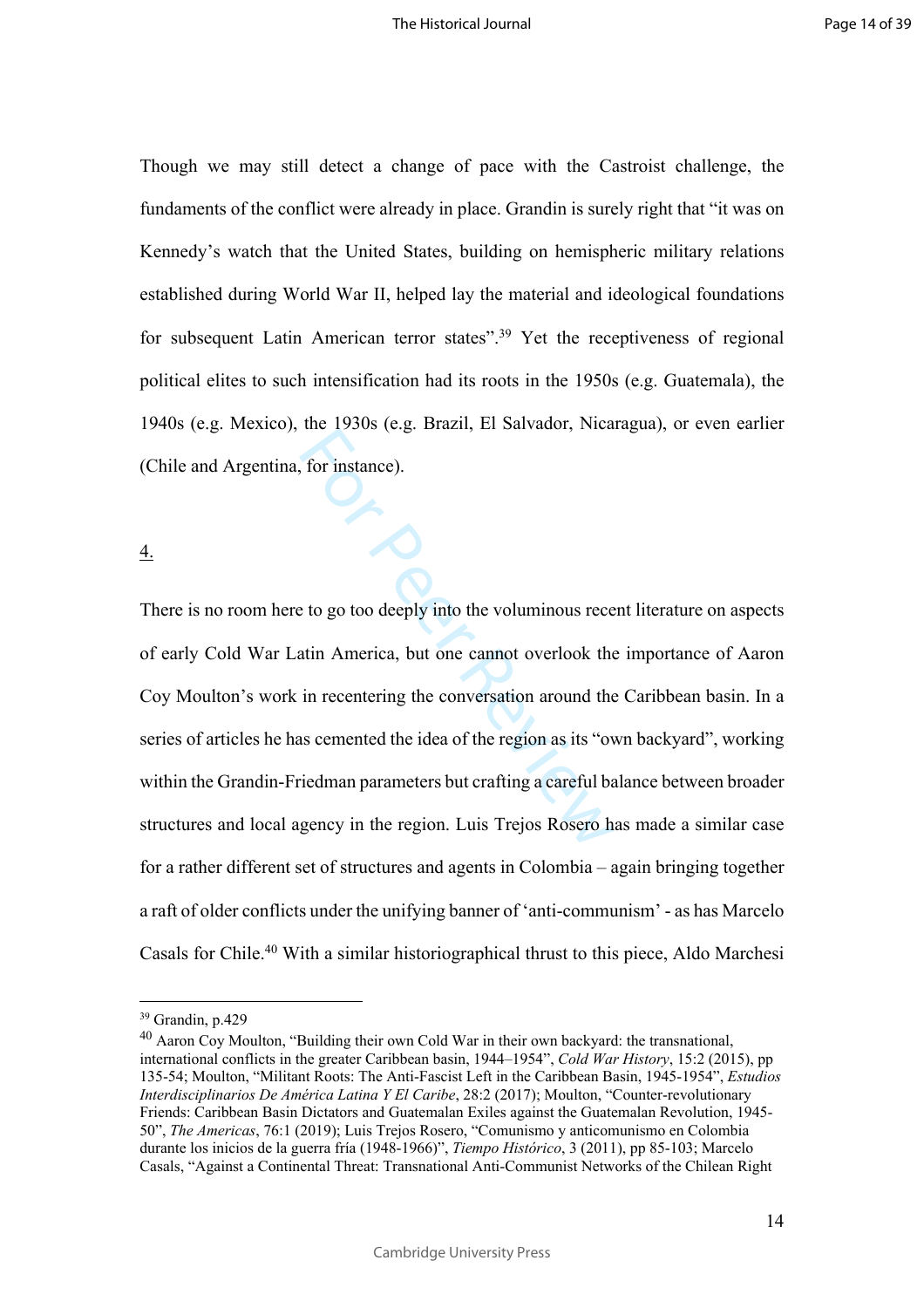Though we may still detect a change of pace with the Castroist challenge, the fundaments of the conflict were already in place. Grandin is surely right that "it was on Kennedy's watch that the United States, building on hemispheric military relations established during World War II, helped lay the material and ideological foundations for subsequent Latin American terror states".[39] Yet the receptiveness of regional political elites to such intensification had its roots in the 1950s (e.g. Guatemala), the 1940s (e.g. Mexico), the 1930s (e.g. Brazil, El Salvador, Nicaragua), or even earlier (Chile and Argentina, for instance).

4.

There is no room here to go too deeply into the voluminous recent literature on aspects of early Cold War Latin America, but one cannot overlook the importance of Aaron Coy Moulton's work in recentering the conversation around the Caribbean basin. In a series of articles he has cemented the idea of the region as its "own backyard", working within the Grandin-Friedman parameters but crafting a careful balance between broader structures and local agency in the region. Luis Trejos Rosero has made a similar case for a rather different set of structures and agents in Colombia – again bringing together a raft of older conflicts under the unifying banner of 'anti-communism' - as has Marcelo Casals for Chile.[40] With a similar historiographical thrust to this piece, Aldo Marchesi

---

[39] Grandin, p.429

[40] Aaron Coy Moulton, "Building their own Cold War in their own backyard: the transnational, international conflicts in the greater Caribbean basin, 1944–1954", *Cold War History*, 15:2 (2015), pp 135-54; Moulton, "Militant Roots: The Anti-Fascist Left in the Caribbean Basin, 1945-1954", *Estudios Interdisciplinarios De América Latina Y El Caribe*, 28:2 (2017); Moulton, "Counter-revolutionary Friends: Caribbean Basin Dictators and Guatemalan Exiles against the Guatemalan Revolution, 1945-50", *The Americas*, 76:1 (2019); Luis Trejos Rosero, "Comunismo y anticomunismo en Colombia durante los inicios de la guerra fría (1948-1966)", *Tiempo Histórico*, 3 (2011), pp 85-103; Marcelo Casals, "Against a Continental Threat: Transnational Anti-Communist Networks of the Chilean Right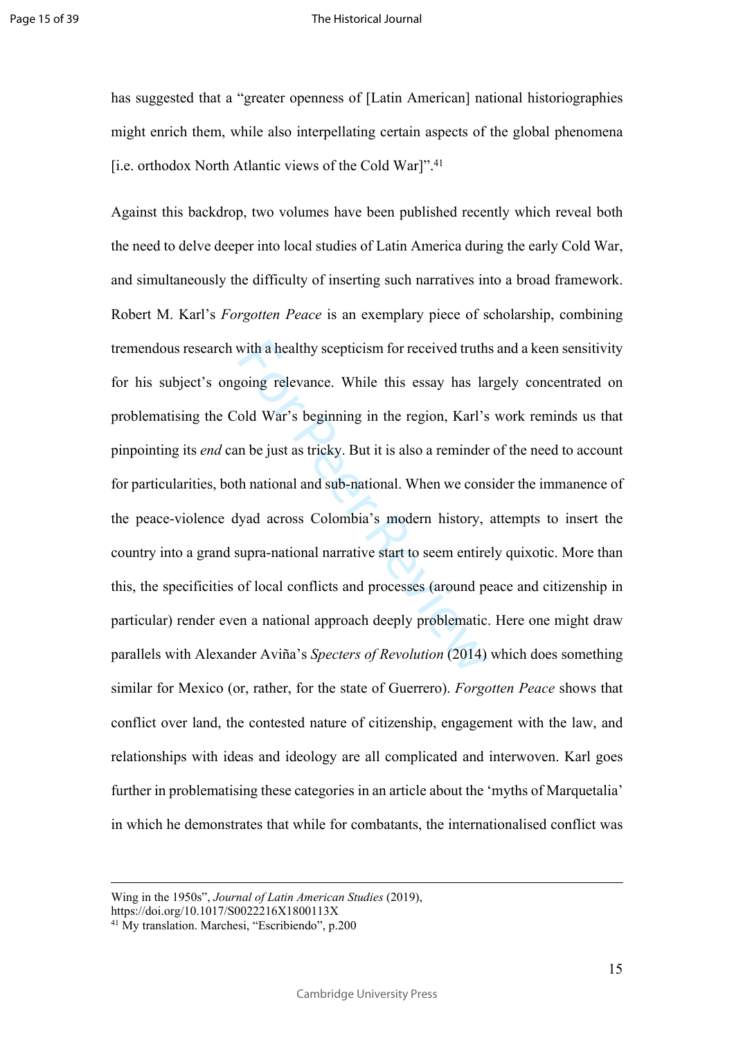has suggested that a "greater openness of [Latin American] national historiographies might enrich them, while also interpellating certain aspects of the global phenomena [i.e. orthodox North Atlantic views of the Cold War]".[41]

Against this backdrop, two volumes have been published recently which reveal both the need to delve deeper into local studies of Latin America during the early Cold War, and simultaneously the difficulty of inserting such narratives into a broad framework. Robert M. Karl's *Forgotten Peace* is an exemplary piece of scholarship, combining tremendous research with a healthy scepticism for received truths and a keen sensitivity for his subject's ongoing relevance. While this essay has largely concentrated on problematising the Cold War's beginning in the region, Karl's work reminds us that pinpointing its *end* can be just as tricky. But it is also a reminder of the need to account for particularities, both national and sub-national. When we consider the immanence of the peace-violence dyad across Colombia's modern history, attempts to insert the country into a grand supra-national narrative start to seem entirely quixotic. More than this, the specificities of local conflicts and processes (around peace and citizenship in particular) render even a national approach deeply problematic. Here one might draw parallels with Alexander Aviña's *Specters of Revolution* (2014) which does something similar for Mexico (or, rather, for the state of Guerrero). *Forgotten Peace* shows that conflict over land, the contested nature of citizenship, engagement with the law, and relationships with ideas and ideology are all complicated and interwoven. Karl goes further in problematising these categories in an article about the 'myths of Marquetalia' in which he demonstrates that while for combatants, the internationalised conflict was

---

Wing in the 1950s", *Journal of Latin American Studies* (2019), https://doi.org/10.1017/S0022216X1800113X

[41] My translation. Marchesi, "Escribiendo", p.200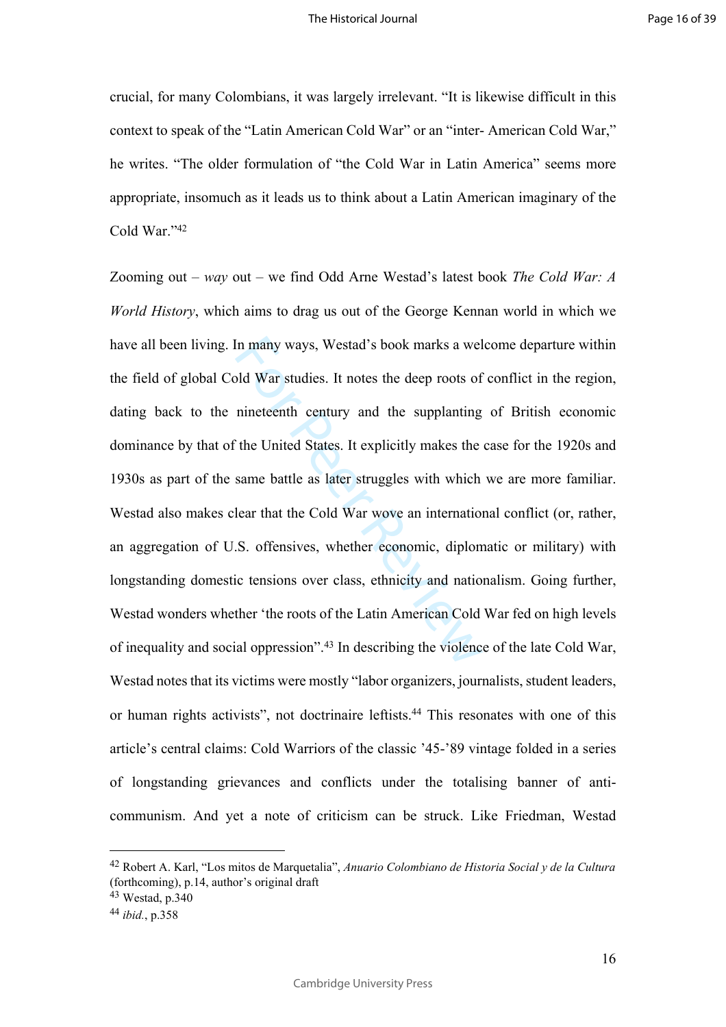crucial, for many Colombians, it was largely irrelevant. "It is likewise difficult in this context to speak of the "Latin American Cold War" or an "inter- American Cold War," he writes. "The older formulation of "the Cold War in Latin America" seems more appropriate, insomuch as it leads us to think about a Latin American imaginary of the Cold War."[42]

Zooming out – *way* out – we find Odd Arne Westad's latest book *The Cold War: A World History*, which aims to drag us out of the George Kennan world in which we have all been living. In many ways, Westad's book marks a welcome departure within the field of global Cold War studies. It notes the deep roots of conflict in the region, dating back to the nineteenth century and the supplanting of British economic dominance by that of the United States. It explicitly makes the case for the 1920s and 1930s as part of the same battle as later struggles with which we are more familiar. Westad also makes clear that the Cold War wove an international conflict (or, rather, an aggregation of U.S. offensives, whether economic, diplomatic or military) with longstanding domestic tensions over class, ethnicity and nationalism. Going further, Westad wonders whether 'the roots of the Latin American Cold War fed on high levels of inequality and social oppression".[43] In describing the violence of the late Cold War, Westad notes that its victims were mostly "labor organizers, journalists, student leaders, or human rights activists", not doctrinaire leftists.[44] This resonates with one of this article's central claims: Cold Warriors of the classic '45-'89 vintage folded in a series of longstanding grievances and conflicts under the totalising banner of anti-communism. And yet a note of criticism can be struck. Like Friedman, Westad

---

[42] Robert A. Karl, "Los mitos de Marquetalia", *Anuario Colombiano de Historia Social y de la Cultura* (forthcoming), p.14, author's original draft

[43] Westad, p.340

[44] *ibid.*, p.358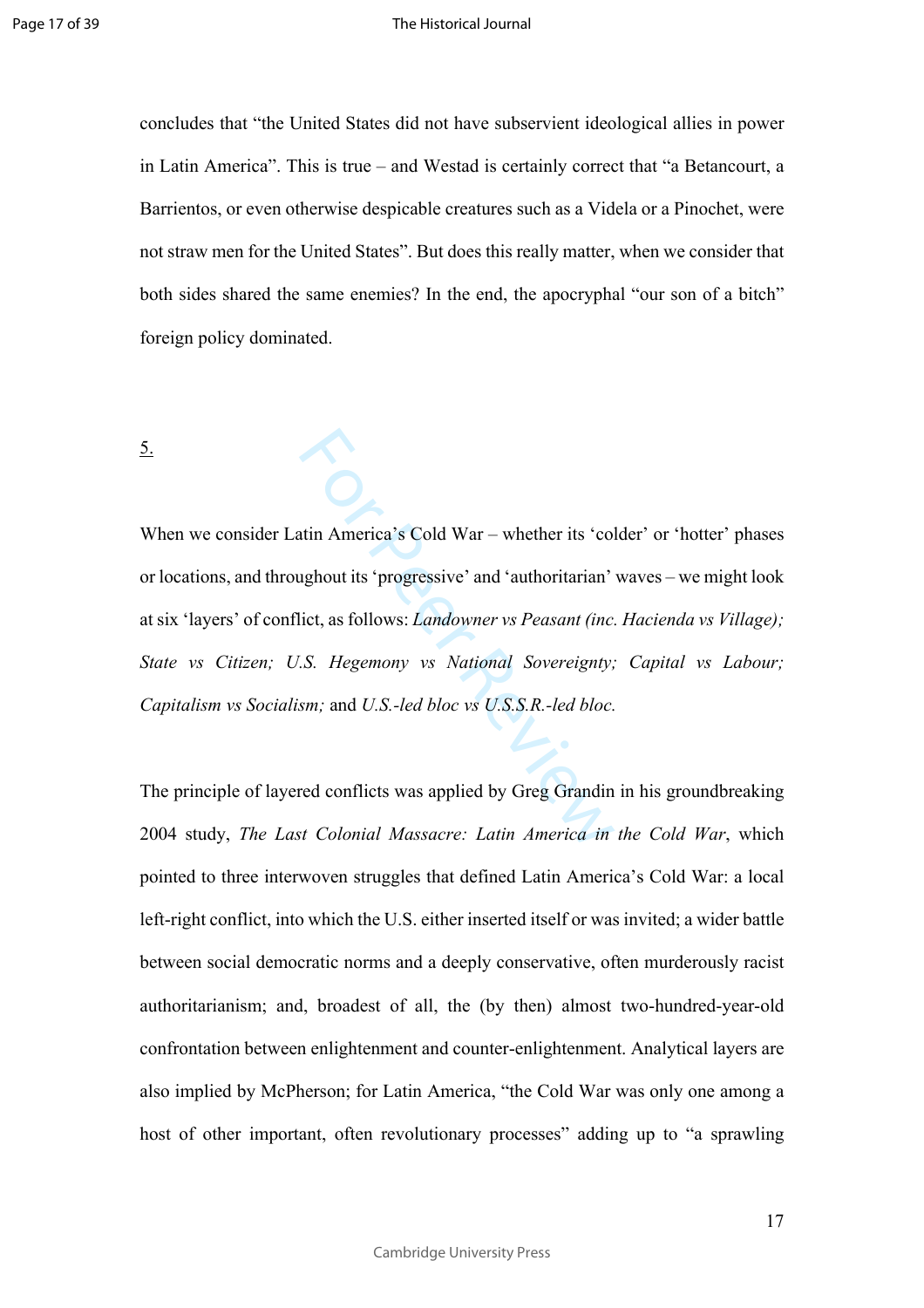concludes that "the United States did not have subservient ideological allies in power in Latin America". This is true – and Westad is certainly correct that "a Betancourt, a Barrientos, or even otherwise despicable creatures such as a Videla or a Pinochet, were not straw men for the United States". But does this really matter, when we consider that both sides shared the same enemies? In the end, the apocryphal "our son of a bitch" foreign policy dominated.

<u>5.</u>

When we consider Latin America's Cold War – whether its 'colder' or 'hotter' phases or locations, and throughout its 'progressive' and 'authoritarian' waves – we might look at six 'layers' of conflict, as follows: *Landowner vs Peasant (inc. Hacienda vs Village); State vs Citizen; U.S. Hegemony vs National Sovereignty; Capital vs Labour; Capitalism vs Socialism;* and *U.S.-led bloc vs U.S.S.R.-led bloc.*

The principle of layered conflicts was applied by Greg Grandin in his groundbreaking 2004 study, *The Last Colonial Massacre: Latin America in the Cold War*, which pointed to three interwoven struggles that defined Latin America's Cold War: a local left-right conflict, into which the U.S. either inserted itself or was invited; a wider battle between social democratic norms and a deeply conservative, often murderously racist authoritarianism; and, broadest of all, the (by then) almost two-hundred-year-old confrontation between enlightenment and counter-enlightenment. Analytical layers are also implied by McPherson; for Latin America, "the Cold War was only one among a host of other important, often revolutionary processes" adding up to "a sprawling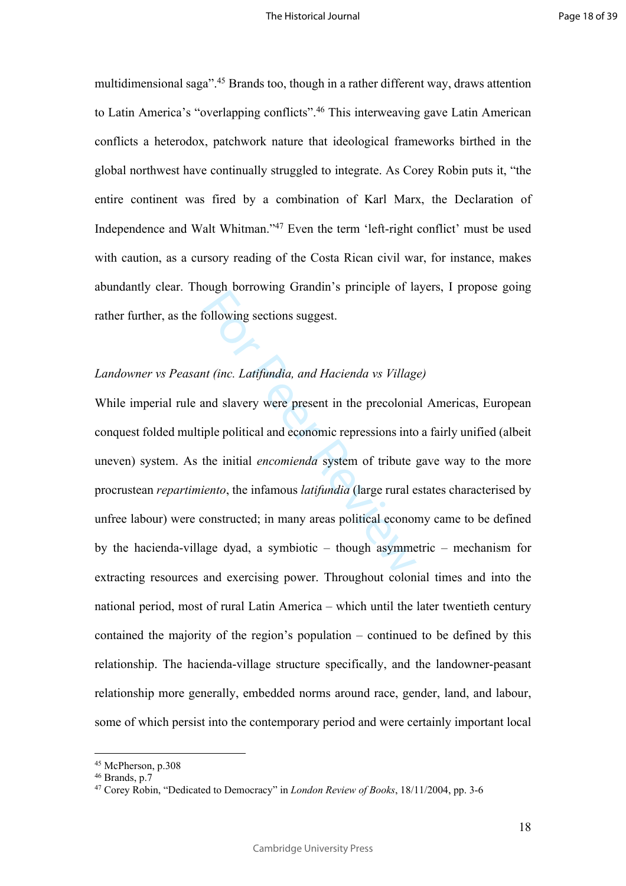multidimensional saga".[45] Brands too, though in a rather different way, draws attention to Latin America's "overlapping conflicts".[46] This interweaving gave Latin American conflicts a heterodox, patchwork nature that ideological frameworks birthed in the global northwest have continually struggled to integrate. As Corey Robin puts it, "the entire continent was fired by a combination of Karl Marx, the Declaration of Independence and Walt Whitman."[47] Even the term 'left-right conflict' must be used with caution, as a cursory reading of the Costa Rican civil war, for instance, makes abundantly clear. Though borrowing Grandin's principle of layers, I propose going rather further, as the following sections suggest.

*Landowner vs Peasant (inc. Latifundia, and Hacienda vs Village)*

While imperial rule and slavery were present in the precolonial Americas, European conquest folded multiple political and economic repressions into a fairly unified (albeit uneven) system. As the initial *encomienda* system of tribute gave way to the more procrustean *repartimiento*, the infamous *latifundia* (large rural estates characterised by unfree labour) were constructed; in many areas political economy came to be defined by the hacienda-village dyad, a symbiotic – though asymmetric – mechanism for extracting resources and exercising power. Throughout colonial times and into the national period, most of rural Latin America – which until the later twentieth century contained the majority of the region's population – continued to be defined by this relationship. The hacienda-village structure specifically, and the landowner-peasant relationship more generally, embedded norms around race, gender, land, and labour, some of which persist into the contemporary period and were certainly important local

---

[45] McPherson, p.308

[46] Brands, p.7

[47] Corey Robin, "Dedicated to Democracy" in *London Review of Books*, 18/11/2004, pp. 3-6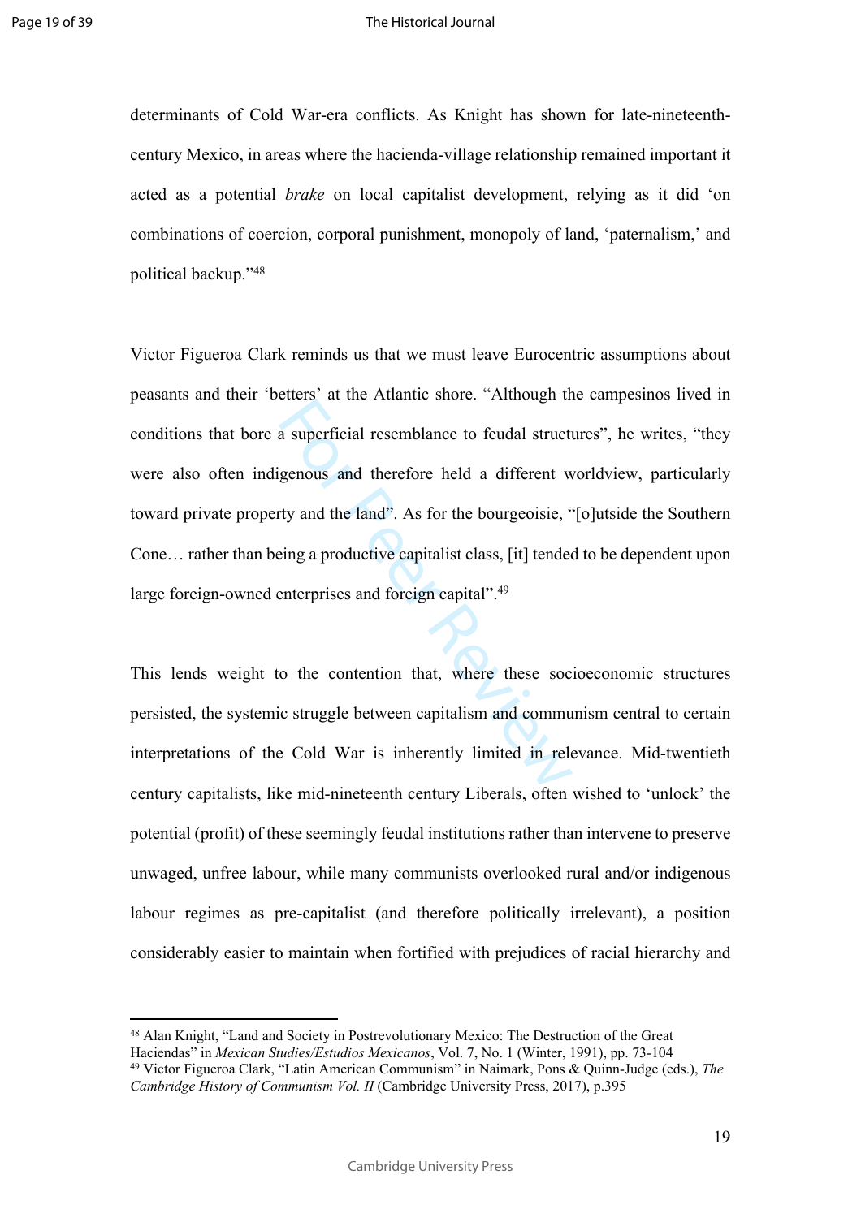determinants of Cold War-era conflicts. As Knight has shown for late-nineteenth-century Mexico, in areas where the hacienda-village relationship remained important it acted as a potential *brake* on local capitalist development, relying as it did 'on combinations of coercion, corporal punishment, monopoly of land, 'paternalism,' and political backup."[48]

Victor Figueroa Clark reminds us that we must leave Eurocentric assumptions about peasants and their 'betters' at the Atlantic shore. "Although the campesinos lived in conditions that bore a superficial resemblance to feudal structures", he writes, "they were also often indigenous and therefore held a different worldview, particularly toward private property and the land". As for the bourgeoisie, "[o]utside the Southern Cone… rather than being a productive capitalist class, [it] tended to be dependent upon large foreign-owned enterprises and foreign capital".[49]

This lends weight to the contention that, where these socioeconomic structures persisted, the systemic struggle between capitalism and communism central to certain interpretations of the Cold War is inherently limited in relevance. Mid-twentieth century capitalists, like mid-nineteenth century Liberals, often wished to 'unlock' the potential (profit) of these seemingly feudal institutions rather than intervene to preserve unwaged, unfree labour, while many communists overlooked rural and/or indigenous labour regimes as pre-capitalist (and therefore politically irrelevant), a position considerably easier to maintain when fortified with prejudices of racial hierarchy and

---

[48] Alan Knight, "Land and Society in Postrevolutionary Mexico: The Destruction of the Great Haciendas" in *Mexican Studies/Estudios Mexicanos*, Vol. 7, No. 1 (Winter, 1991), pp. 73-104

[49] Victor Figueroa Clark, "Latin American Communism" in Naimark, Pons & Quinn-Judge (eds.), *The Cambridge History of Communism Vol. II* (Cambridge University Press, 2017), p.395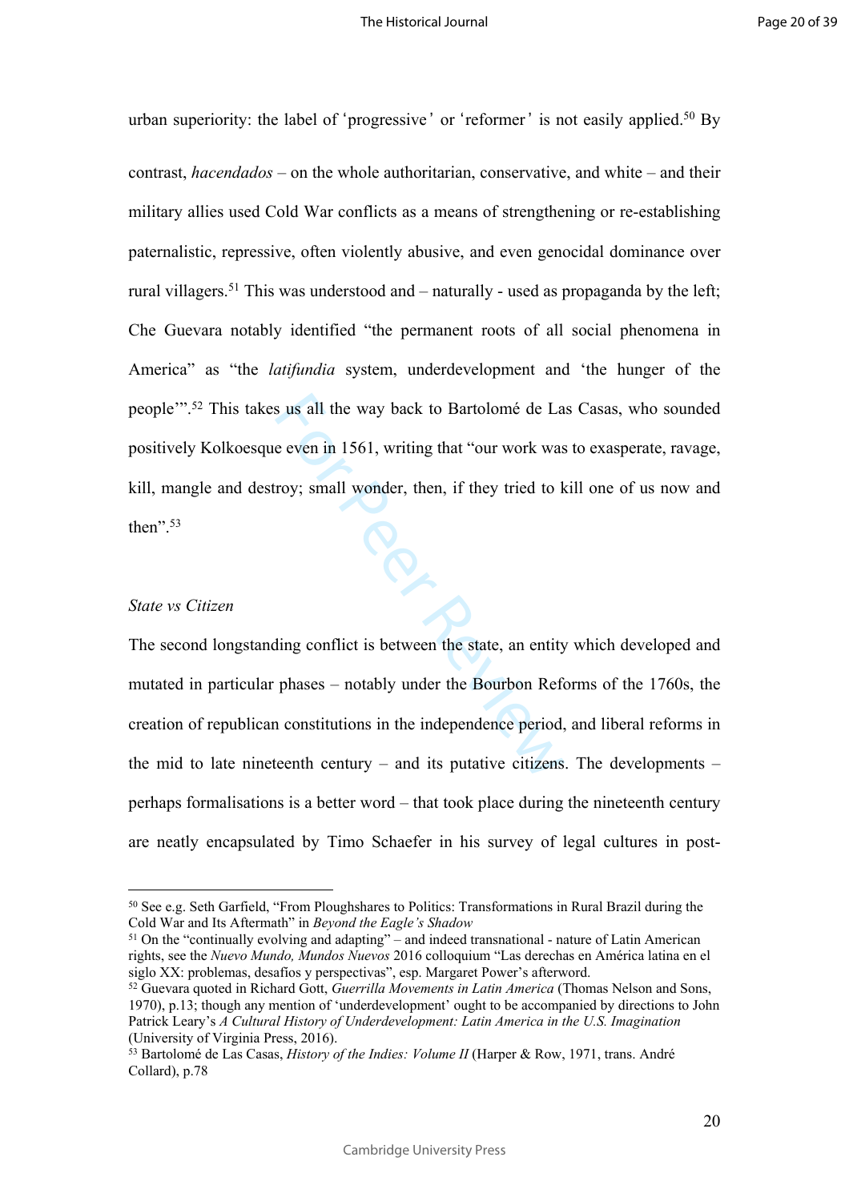urban superiority: the label of ‘progressive’ or ‘reformer’ is not easily applied.[50] By contrast, *hacendados* – on the whole authoritarian, conservative, and white – and their military allies used Cold War conflicts as a means of strengthening or re-establishing paternalistic, repressive, often violently abusive, and even genocidal dominance over rural villagers.[51] This was understood and – naturally - used as propaganda by the left; Che Guevara notably identified “the permanent roots of all social phenomena in America” as “the *latifundia* system, underdevelopment and ‘the hunger of the people’”.[52] This takes us all the way back to Bartolomé de Las Casas, who sounded positively Kolkoesque even in 1561, writing that “our work was to exasperate, ravage, kill, mangle and destroy; small wonder, then, if they tried to kill one of us now and then”.[53]

*State vs Citizen*

The second longstanding conflict is between the state, an entity which developed and mutated in particular phases – notably under the Bourbon Reforms of the 1760s, the creation of republican constitutions in the independence period, and liberal reforms in the mid to late nineteenth century – and its putative citizens. The developments – perhaps formalisations is a better word – that took place during the nineteenth century are neatly encapsulated by Timo Schaefer in his survey of legal cultures in post-

---

[50] See e.g. Seth Garfield, “From Ploughshares to Politics: Transformations in Rural Brazil during the Cold War and Its Aftermath” in *Beyond the Eagle’s Shadow*

[51] On the “continually evolving and adapting” – and indeed transnational - nature of Latin American rights, see the *Nuevo Mundo, Mundos Nuevos* 2016 colloquium “Las derechas en América latina en el siglo XX: problemas, desafíos y perspectivas”, esp. Margaret Power’s afterword.

[52] Guevara quoted in Richard Gott, *Guerrilla Movements in Latin America* (Thomas Nelson and Sons, 1970), p.13; though any mention of ‘underdevelopment’ ought to be accompanied by directions to John Patrick Leary’s *A Cultural History of Underdevelopment: Latin America in the U.S. Imagination* (University of Virginia Press, 2016).

[53] Bartolomé de Las Casas, *History of the Indies: Volume II* (Harper & Row, 1971, trans. André Collard), p.78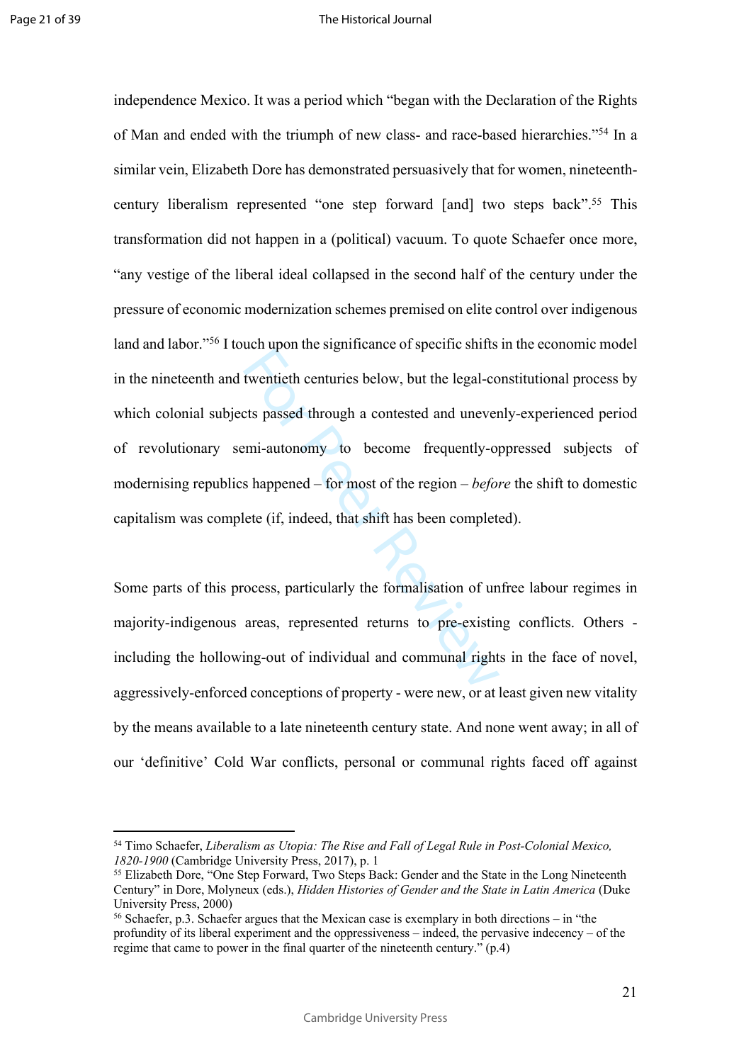independence Mexico. It was a period which "began with the Declaration of the Rights of Man and ended with the triumph of new class- and race-based hierarchies."[54] In a similar vein, Elizabeth Dore has demonstrated persuasively that for women, nineteenth-century liberalism represented "one step forward [and] two steps back".[55] This transformation did not happen in a (political) vacuum. To quote Schaefer once more, "any vestige of the liberal ideal collapsed in the second half of the century under the pressure of economic modernization schemes premised on elite control over indigenous land and labor."[56] I touch upon the significance of specific shifts in the economic model in the nineteenth and twentieth centuries below, but the legal-constitutional process by which colonial subjects passed through a contested and unevenly-experienced period of revolutionary semi-autonomy to become frequently-oppressed subjects of modernising republics happened – for most of the region – *before* the shift to domestic capitalism was complete (if, indeed, that shift has been completed).

Some parts of this process, particularly the formalisation of unfree labour regimes in majority-indigenous areas, represented returns to pre-existing conflicts. Others - including the hollowing-out of individual and communal rights in the face of novel, aggressively-enforced conceptions of property - were new, or at least given new vitality by the means available to a late nineteenth century state. And none went away; in all of our 'definitive' Cold War conflicts, personal or communal rights faced off against

---

[54] Timo Schaefer, *Liberalism as Utopia: The Rise and Fall of Legal Rule in Post-Colonial Mexico, 1820-1900* (Cambridge University Press, 2017), p. 1

[55] Elizabeth Dore, "One Step Forward, Two Steps Back: Gender and the State in the Long Nineteenth Century" in Dore, Molyneux (eds.), *Hidden Histories of Gender and the State in Latin America* (Duke University Press, 2000)

[56] Schaefer, p.3. Schaefer argues that the Mexican case is exemplary in both directions – in "the profundity of its liberal experiment and the oppressiveness – indeed, the pervasive indecency – of the regime that came to power in the final quarter of the nineteenth century." (p.4)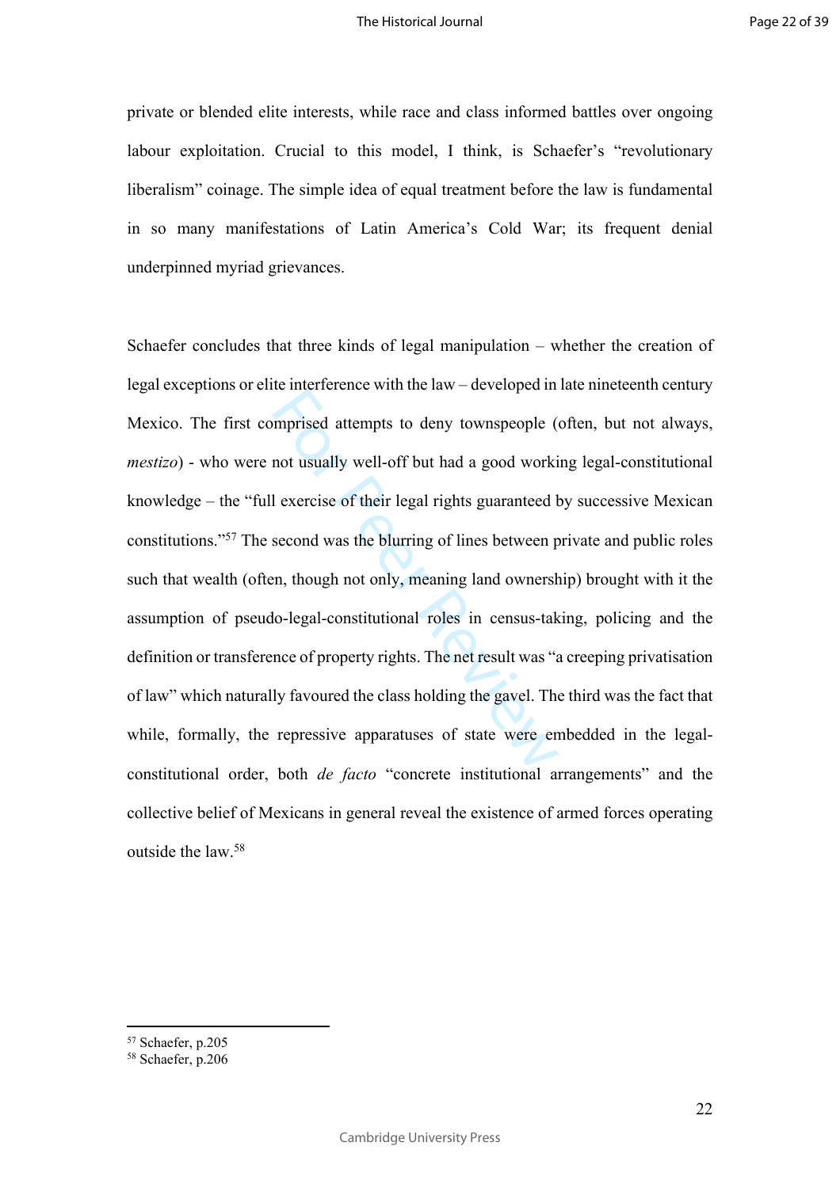private or blended elite interests, while race and class informed battles over ongoing labour exploitation. Crucial to this model, I think, is Schaefer's "revolutionary liberalism" coinage. The simple idea of equal treatment before the law is fundamental in so many manifestations of Latin America's Cold War; its frequent denial underpinned myriad grievances.

Schaefer concludes that three kinds of legal manipulation – whether the creation of legal exceptions or elite interference with the law – developed in late nineteenth century Mexico. The first comprised attempts to deny townspeople (often, but not always, *mestizo*) - who were not usually well-off but had a good working legal-constitutional knowledge – the "full exercise of their legal rights guaranteed by successive Mexican constitutions."[57] The second was the blurring of lines between private and public roles such that wealth (often, though not only, meaning land ownership) brought with it the assumption of pseudo-legal-constitutional roles in census-taking, policing and the definition or transference of property rights. The net result was "a creeping privatisation of law" which naturally favoured the class holding the gavel. The third was the fact that while, formally, the repressive apparatuses of state were embedded in the legal-constitutional order, both *de facto* "concrete institutional arrangements" and the collective belief of Mexicans in general reveal the existence of armed forces operating outside the law.[58]

[57] Schaefer, p.205

[58] Schaefer, p.206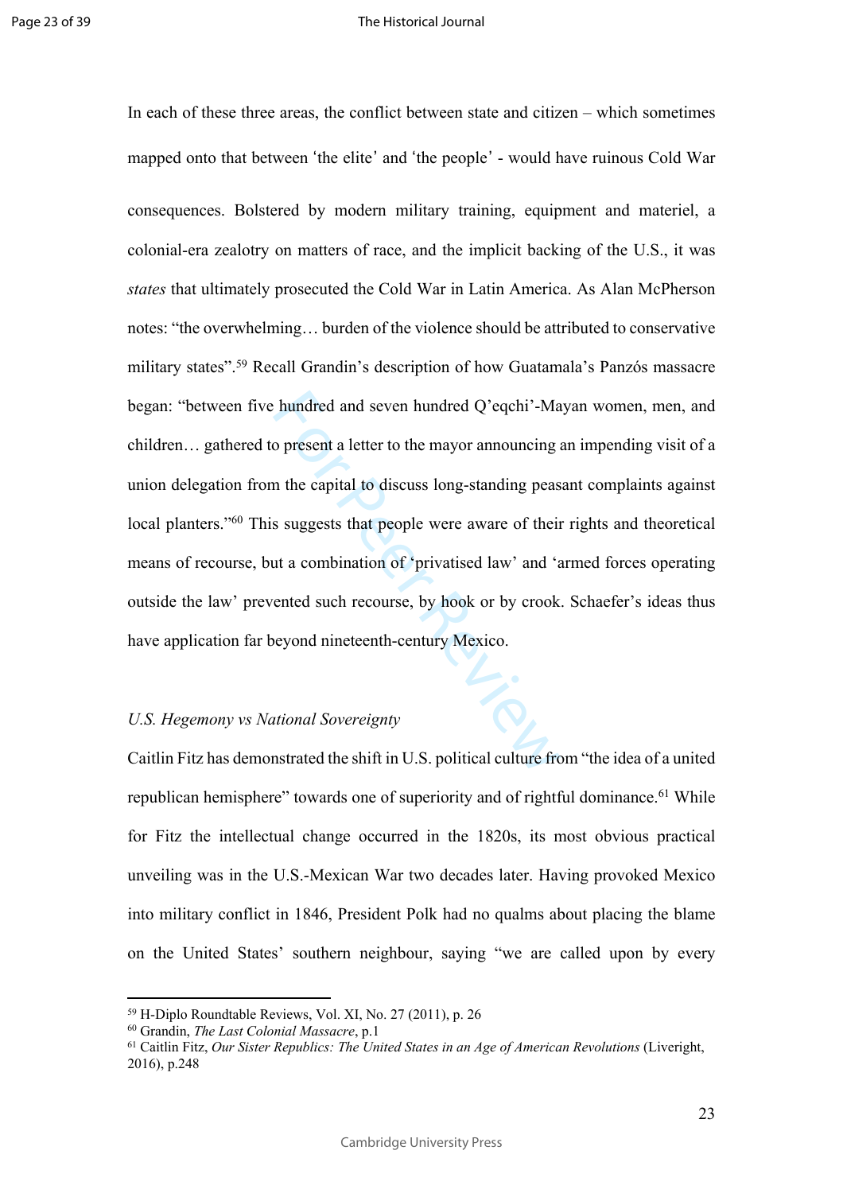In each of these three areas, the conflict between state and citizen – which sometimes mapped onto that between 'the elite' and 'the people' - would have ruinous Cold War consequences. Bolstered by modern military training, equipment and materiel, a colonial-era zealotry on matters of race, and the implicit backing of the U.S., it was *states* that ultimately prosecuted the Cold War in Latin America. As Alan McPherson notes: "the overwhelming… burden of the violence should be attributed to conservative military states".[59] Recall Grandin's description of how Guatamala's Panzós massacre began: "between five hundred and seven hundred Q'eqchi'-Mayan women, men, and children… gathered to present a letter to the mayor announcing an impending visit of a union delegation from the capital to discuss long-standing peasant complaints against local planters."[60] This suggests that people were aware of their rights and theoretical means of recourse, but a combination of 'privatised law' and 'armed forces operating outside the law' prevented such recourse, by hook or by crook. Schaefer's ideas thus have application far beyond nineteenth-century Mexico.

### *U.S. Hegemony vs National Sovereignty*

Caitlin Fitz has demonstrated the shift in U.S. political culture from "the idea of a united republican hemisphere" towards one of superiority and of rightful dominance.[61] While for Fitz the intellectual change occurred in the 1820s, its most obvious practical unveiling was in the U.S.-Mexican War two decades later. Having provoked Mexico into military conflict in 1846, President Polk had no qualms about placing the blame on the United States' southern neighbour, saying "we are called upon by every

---

[59] H-Diplo Roundtable Reviews, Vol. XI, No. 27 (2011), p. 26

[60] Grandin, *The Last Colonial Massacre*, p.1

[61] Caitlin Fitz, *Our Sister Republics: The United States in an Age of American Revolutions* (Liveright, 2016), p.248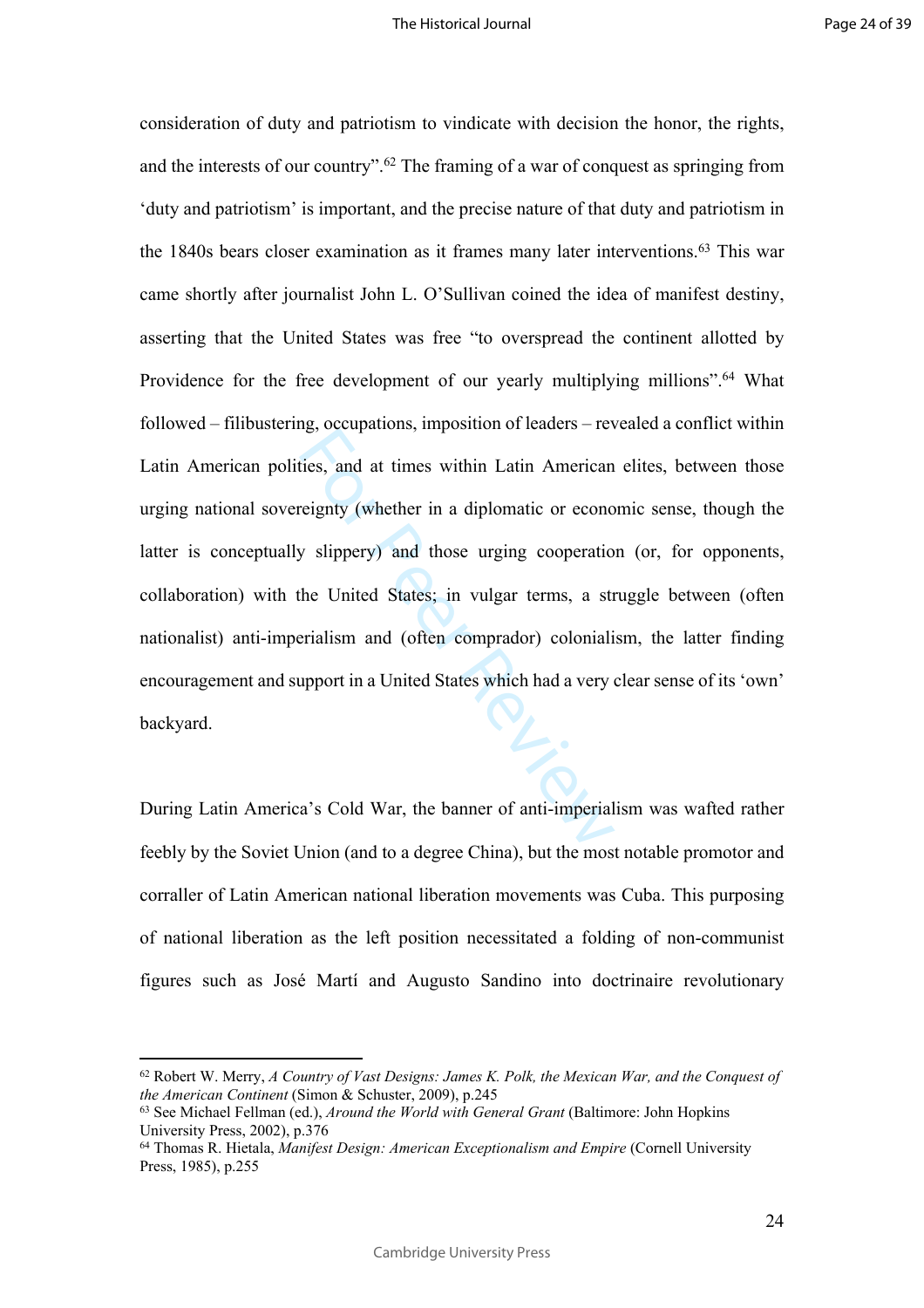consideration of duty and patriotism to vindicate with decision the honor, the rights, and the interests of our country".[62] The framing of a war of conquest as springing from 'duty and patriotism' is important, and the precise nature of that duty and patriotism in the 1840s bears closer examination as it frames many later interventions.[63] This war came shortly after journalist John L. O'Sullivan coined the idea of manifest destiny, asserting that the United States was free "to overspread the continent allotted by Providence for the free development of our yearly multiplying millions".[64] What followed – filibustering, occupations, imposition of leaders – revealed a conflict within Latin American polities, and at times within Latin American elites, between those urging national sovereignty (whether in a diplomatic or economic sense, though the latter is conceptually slippery) and those urging cooperation (or, for opponents, collaboration) with the United States; in vulgar terms, a struggle between (often nationalist) anti-imperialism and (often comprador) colonialism, the latter finding encouragement and support in a United States which had a very clear sense of its 'own' backyard.

During Latin America's Cold War, the banner of anti-imperialism was wafted rather feebly by the Soviet Union (and to a degree China), but the most notable promotor and corraller of Latin American national liberation movements was Cuba. This purposing of national liberation as the left position necessitated a folding of non-communist figures such as José Martí and Augusto Sandino into doctrinaire revolutionary

---

[62] Robert W. Merry, *A Country of Vast Designs: James K. Polk, the Mexican War, and the Conquest of the American Continent* (Simon & Schuster, 2009), p.245

[63] See Michael Fellman (ed.), *Around the World with General Grant* (Baltimore: John Hopkins University Press, 2002), p.376

[64] Thomas R. Hietala, *Manifest Design: American Exceptionalism and Empire* (Cornell University Press, 1985), p.255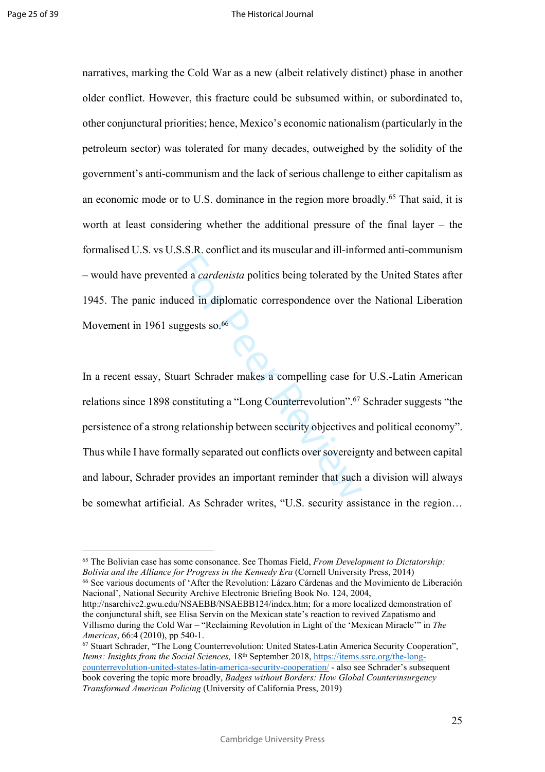narratives, marking the Cold War as a new (albeit relatively distinct) phase in another older conflict. However, this fracture could be subsumed within, or subordinated to, other conjunctural priorities; hence, Mexico's economic nationalism (particularly in the petroleum sector) was tolerated for many decades, outweighed by the solidity of the government's anti-communism and the lack of serious challenge to either capitalism as an economic mode or to U.S. dominance in the region more broadly.[65] That said, it is worth at least considering whether the additional pressure of the final layer – the formalised U.S. vs U.S.S.R. conflict and its muscular and ill-informed anti-communism – would have prevented a *cardenista* politics being tolerated by the United States after 1945. The panic induced in diplomatic correspondence over the National Liberation Movement in 1961 suggests so.[66]

In a recent essay, Stuart Schrader makes a compelling case for U.S.-Latin American relations since 1898 constituting a "Long Counterrevolution".[67] Schrader suggests "the persistence of a strong relationship between security objectives and political economy". Thus while I have formally separated out conflicts over sovereignty and between capital and labour, Schrader provides an important reminder that such a division will always be somewhat artificial. As Schrader writes, "U.S. security assistance in the region…

---

[65] The Bolivian case has some consonance. See Thomas Field, *From Development to Dictatorship: Bolivia and the Alliance for Progress in the Kennedy Era* (Cornell University Press, 2014)

[66] See various documents of 'After the Revolution: Lázaro Cárdenas and the Movimiento de Liberación Nacional', National Security Archive Electronic Briefing Book No. 124, 2004, http://nsarchive2.gwu.edu/NSAEBB/NSAEBB124/index.htm; for a more localized demonstration of the conjunctural shift, see Elisa Servín on the Mexican state's reaction to revived Zapatismo and Villismo during the Cold War – "Reclaiming Revolution in Light of the 'Mexican Miracle'" in *The Americas*, 66:4 (2010), pp 540-1.

[67] Stuart Schrader, "The Long Counterrevolution: United States-Latin America Security Cooperation", *Items: Insights from the Social Sciences,* 18th September 2018, https://items.ssrc.org/the-long-counterrevolution-united-states-latin-america-security-cooperation/ - also see Schrader's subsequent book covering the topic more broadly, *Badges without Borders: How Global Counterinsurgency Transformed American Policing* (University of California Press, 2019)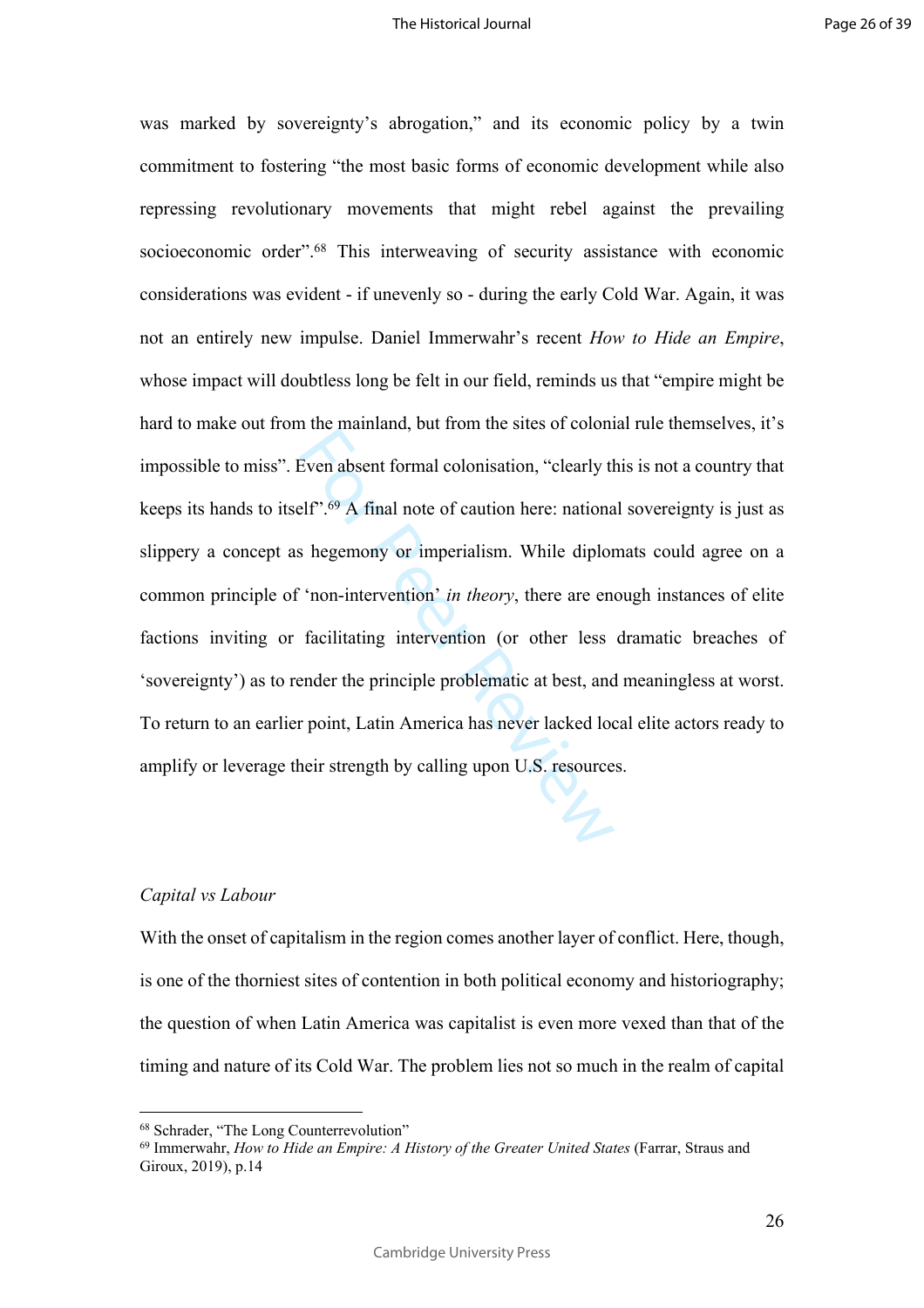was marked by sovereignty's abrogation," and its economic policy by a twin commitment to fostering "the most basic forms of economic development while also repressing revolutionary movements that might rebel against the prevailing socioeconomic order".[68] This interweaving of security assistance with economic considerations was evident - if unevenly so - during the early Cold War. Again, it was not an entirely new impulse. Daniel Immerwahr's recent *How to Hide an Empire*, whose impact will doubtless long be felt in our field, reminds us that "empire might be hard to make out from the mainland, but from the sites of colonial rule themselves, it's impossible to miss". Even absent formal colonisation, "clearly this is not a country that keeps its hands to itself".[69] A final note of caution here: national sovereignty is just as slippery a concept as hegemony or imperialism. While diplomats could agree on a common principle of 'non-intervention' *in theory*, there are enough instances of elite factions inviting or facilitating intervention (or other less dramatic breaches of 'sovereignty') as to render the principle problematic at best, and meaningless at worst. To return to an earlier point, Latin America has never lacked local elite actors ready to amplify or leverage their strength by calling upon U.S. resources.

*Capital vs Labour*

With the onset of capitalism in the region comes another layer of conflict. Here, though, is one of the thorniest sites of contention in both political economy and historiography; the question of when Latin America was capitalist is even more vexed than that of the timing and nature of its Cold War. The problem lies not so much in the realm of capital

---

[68] Schrader, "The Long Counterrevolution"

[69] Immerwahr, *How to Hide an Empire: A History of the Greater United States* (Farrar, Straus and Giroux, 2019), p.14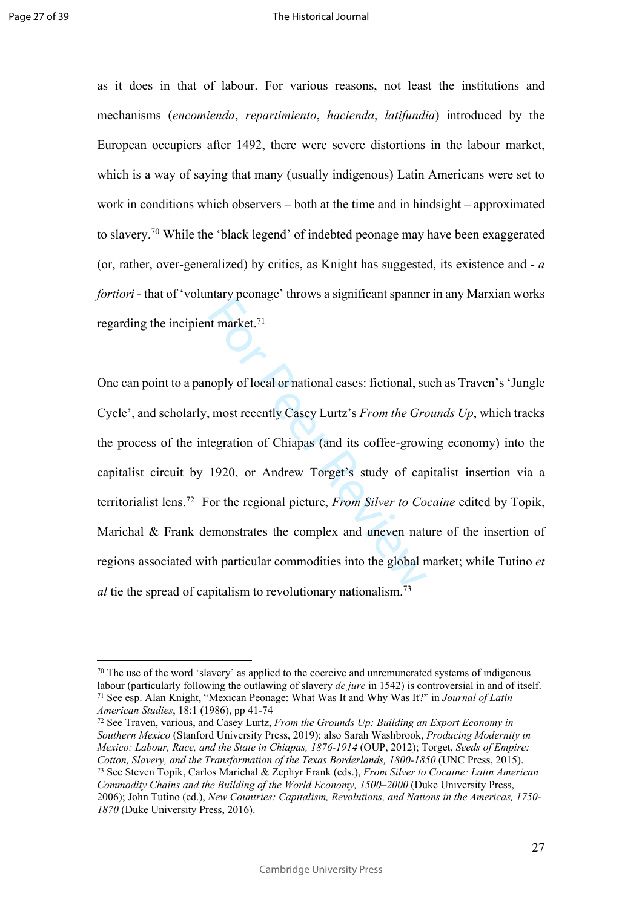as it does in that of labour. For various reasons, not least the institutions and mechanisms (*encomienda*, *repartimiento*, *hacienda*, *latifundia*) introduced by the European occupiers after 1492, there were severe distortions in the labour market, which is a way of saying that many (usually indigenous) Latin Americans were set to work in conditions which observers – both at the time and in hindsight – approximated to slavery.[70] While the 'black legend' of indebted peonage may have been exaggerated (or, rather, over-generalized) by critics, as Knight has suggested, its existence and - *a fortiori* - that of 'voluntary peonage' throws a significant spanner in any Marxian works regarding the incipient market.[71]

One can point to a panoply of local or national cases: fictional, such as Traven's 'Jungle Cycle', and scholarly, most recently Casey Lurtz's *From the Grounds Up*, which tracks the process of the integration of Chiapas (and its coffee-growing economy) into the capitalist circuit by 1920, or Andrew Torget's study of capitalist insertion via a territorialist lens.[72] For the regional picture, *From Silver to Cocaine* edited by Topik, Marichal & Frank demonstrates the complex and uneven nature of the insertion of regions associated with particular commodities into the global market; while Tutino *et al* tie the spread of capitalism to revolutionary nationalism.[73]

---

[70] The use of the word 'slavery' as applied to the coercive and unremunerated systems of indigenous labour (particularly following the outlawing of slavery *de jure* in 1542) is controversial in and of itself.

[71] See esp. Alan Knight, "Mexican Peonage: What Was It and Why Was It?" in *Journal of Latin American Studies*, 18:1 (1986), pp 41-74

[72] See Traven, various, and Casey Lurtz, *From the Grounds Up: Building an Export Economy in Southern Mexico* (Stanford University Press, 2019); also Sarah Washbrook, *Producing Modernity in Mexico: Labour, Race, and the State in Chiapas, 1876-1914* (OUP, 2012); Torget, *Seeds of Empire: Cotton, Slavery, and the Transformation of the Texas Borderlands, 1800-1850* (UNC Press, 2015).

[73] See Steven Topik, Carlos Marichal & Zephyr Frank (eds.), *From Silver to Cocaine: Latin American Commodity Chains and the Building of the World Economy, 1500–2000* (Duke University Press, 2006); John Tutino (ed.), *New Countries: Capitalism, Revolutions, and Nations in the Americas, 1750-1870* (Duke University Press, 2016).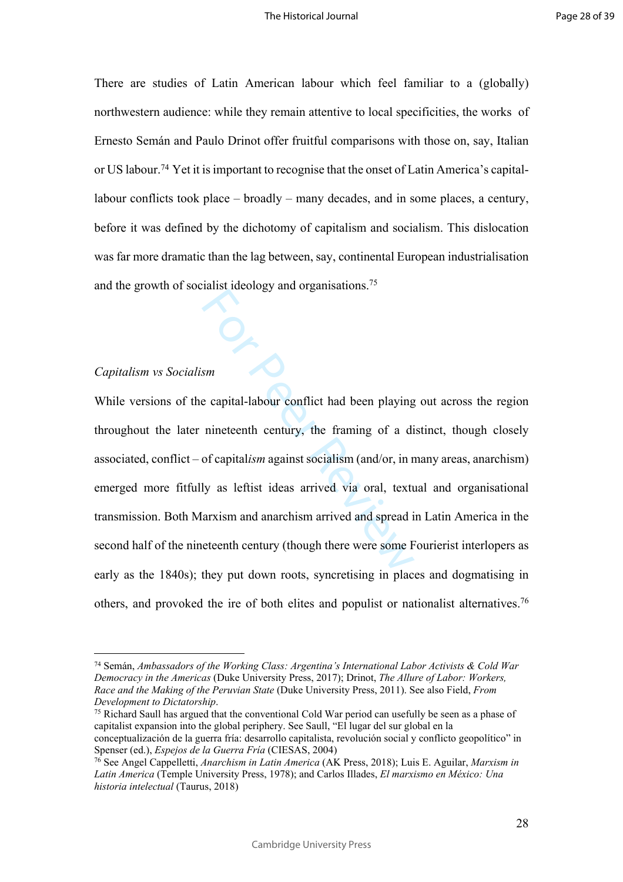There are studies of Latin American labour which feel familiar to a (globally) northwestern audience: while they remain attentive to local specificities, the works of Ernesto Semán and Paulo Drinot offer fruitful comparisons with those on, say, Italian or US labour.[74] Yet it is important to recognise that the onset of Latin America's capital-labour conflicts took place – broadly – many decades, and in some places, a century, before it was defined by the dichotomy of capitalism and socialism. This dislocation was far more dramatic than the lag between, say, continental European industrialisation and the growth of socialist ideology and organisations.[75]

*Capitalism vs Socialism*

While versions of the capital-labour conflict had been playing out across the region throughout the later nineteenth century, the framing of a distinct, though closely associated, conflict – of capital*ism* against socialism (and/or, in many areas, anarchism) emerged more fitfully as leftist ideas arrived via oral, textual and organisational transmission. Both Marxism and anarchism arrived and spread in Latin America in the second half of the nineteenth century (though there were some Fourierist interlopers as early as the 1840s); they put down roots, syncretising in places and dogmatising in others, and provoked the ire of both elites and populist or nationalist alternatives.[76]

---

[74] Semán, *Ambassadors of the Working Class: Argentina's International Labor Activists & Cold War Democracy in the Americas* (Duke University Press, 2017); Drinot, *The Allure of Labor: Workers, Race and the Making of the Peruvian State* (Duke University Press, 2011). See also Field, *From Development to Dictatorship*.

[75] Richard Saull has argued that the conventional Cold War period can usefully be seen as a phase of capitalist expansion into the global periphery. See Saull, "El lugar del sur global en la conceptualización de la guerra fría: desarrollo capitalista, revolución social y conflicto geopolítico" in Spenser (ed.), *Espejos de la Guerra Fría* (CIESAS, 2004)

[76] See Angel Cappelletti, *Anarchism in Latin America* (AK Press, 2018); Luis E. Aguilar, *Marxism in Latin America* (Temple University Press, 1978); and Carlos Illades, *El marxismo en México: Una historia intelectual* (Taurus, 2018)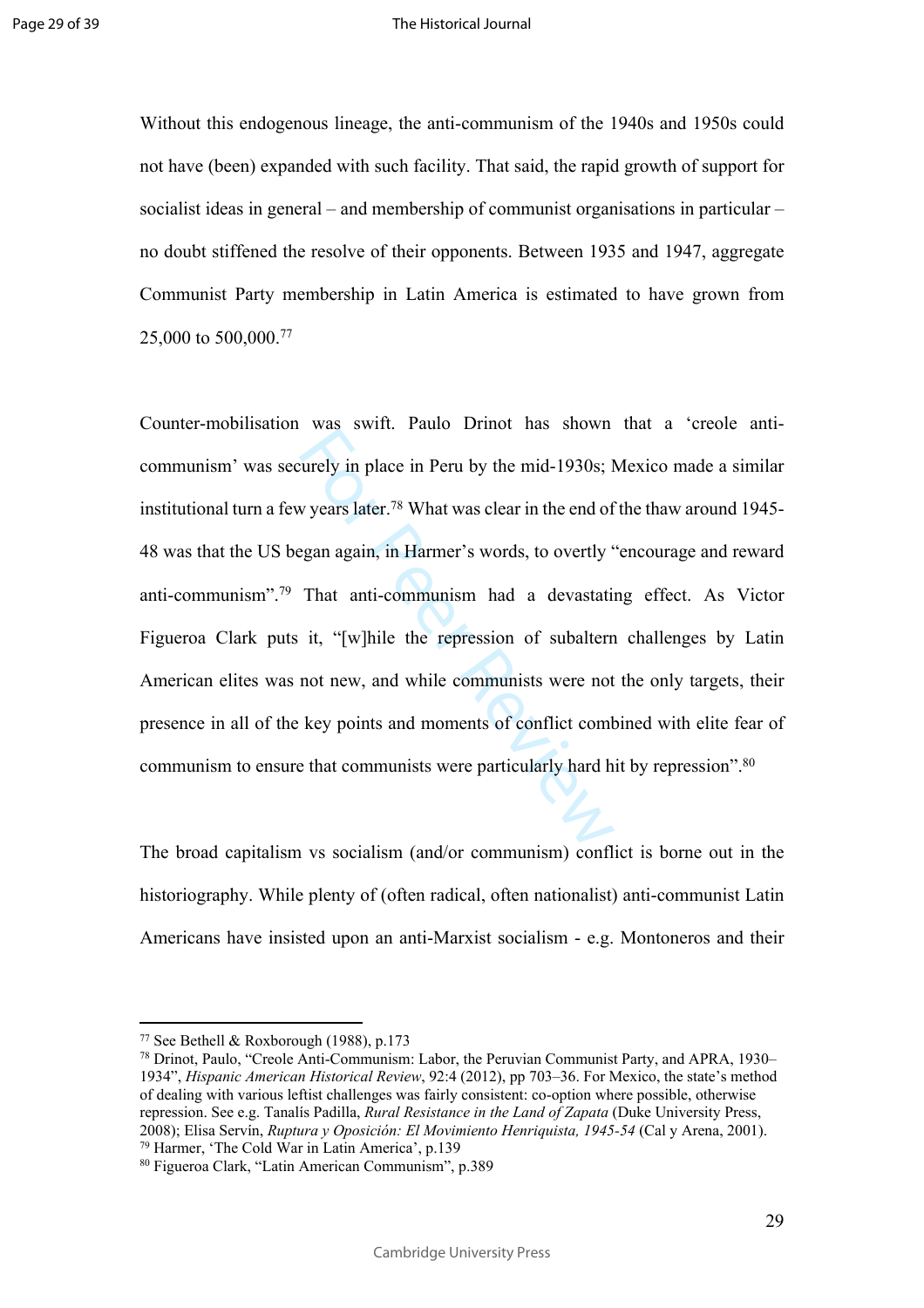Without this endogenous lineage, the anti-communism of the 1940s and 1950s could not have (been) expanded with such facility. That said, the rapid growth of support for socialist ideas in general – and membership of communist organisations in particular – no doubt stiffened the resolve of their opponents. Between 1935 and 1947, aggregate Communist Party membership in Latin America is estimated to have grown from 25,000 to 500,000.[77]

Counter-mobilisation was swift. Paulo Drinot has shown that a 'creole anti-communism' was securely in place in Peru by the mid-1930s; Mexico made a similar institutional turn a few years later.[78] What was clear in the end of the thaw around 1945-48 was that the US began again, in Harmer's words, to overtly "encourage and reward anti-communism".[79] That anti-communism had a devastating effect. As Victor Figueroa Clark puts it, "[w]hile the repression of subaltern challenges by Latin American elites was not new, and while communists were not the only targets, their presence in all of the key points and moments of conflict combined with elite fear of communism to ensure that communists were particularly hard hit by repression".[80]

The broad capitalism vs socialism (and/or communism) conflict is borne out in the historiography. While plenty of (often radical, often nationalist) anti-communist Latin Americans have insisted upon an anti-Marxist socialism - e.g. Montoneros and their

---

[77] See Bethell & Roxborough (1988), p.173

[78] Drinot, Paulo, "Creole Anti-Communism: Labor, the Peruvian Communist Party, and APRA, 1930–1934", *Hispanic American Historical Review*, 92:4 (2012), pp 703–36. For Mexico, the state's method of dealing with various leftist challenges was fairly consistent: co-option where possible, otherwise repression. See e.g. Tanalís Padilla, *Rural Resistance in the Land of Zapata* (Duke University Press, 2008); Elisa Servín, *Ruptura y Oposición: El Movimiento Henriquista, 1945-54* (Cal y Arena, 2001).

[79] Harmer, 'The Cold War in Latin America', p.139

[80] Figueroa Clark, "Latin American Communism", p.389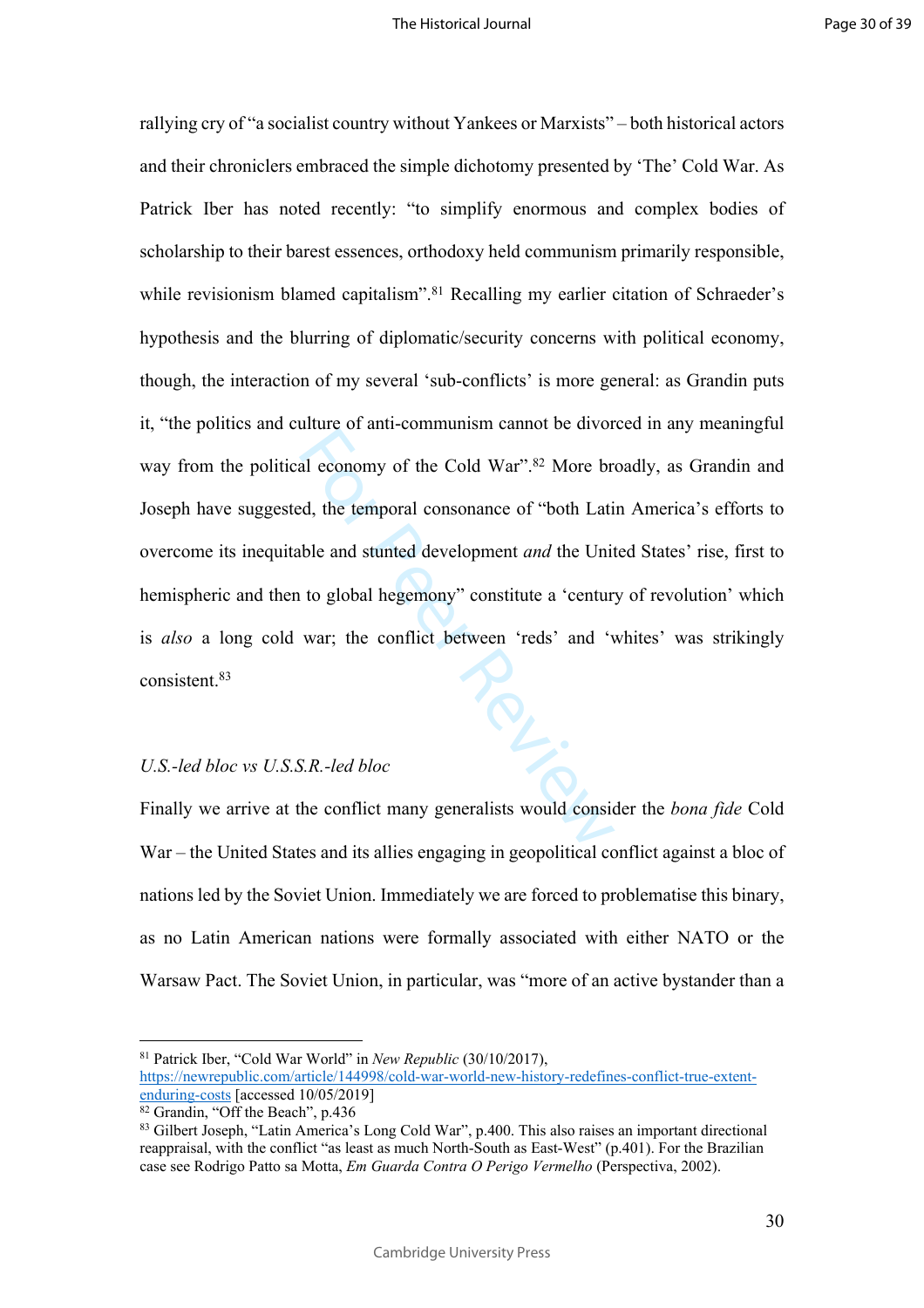rallying cry of "a socialist country without Yankees or Marxists" – both historical actors and their chroniclers embraced the simple dichotomy presented by 'The' Cold War. As Patrick Iber has noted recently: "to simplify enormous and complex bodies of scholarship to their barest essences, orthodoxy held communism primarily responsible, while revisionism blamed capitalism".[81] Recalling my earlier citation of Schraeder's hypothesis and the blurring of diplomatic/security concerns with political economy, though, the interaction of my several 'sub-conflicts' is more general: as Grandin puts it, "the politics and culture of anti-communism cannot be divorced in any meaningful way from the political economy of the Cold War".[82] More broadly, as Grandin and Joseph have suggested, the temporal consonance of "both Latin America's efforts to overcome its inequitable and stunted development *and* the United States' rise, first to hemispheric and then to global hegemony" constitute a 'century of revolution' which is *also* a long cold war; the conflict between 'reds' and 'whites' was strikingly consistent.[83]

*U.S.-led bloc vs U.S.S.R.-led bloc*

Finally we arrive at the conflict many generalists would consider the *bona fide* Cold War – the United States and its allies engaging in geopolitical conflict against a bloc of nations led by the Soviet Union. Immediately we are forced to problematise this binary, as no Latin American nations were formally associated with either NATO or the Warsaw Pact. The Soviet Union, in particular, was "more of an active bystander than a

---

[81] Patrick Iber, "Cold War World" in *New Republic* (30/10/2017), https://newrepublic.com/article/144998/cold-war-world-new-history-redefines-conflict-true-extent-enduring-costs [accessed 10/05/2019]

[82] Grandin, "Off the Beach", p.436

[83] Gilbert Joseph, "Latin America's Long Cold War", p.400. This also raises an important directional reappraisal, with the conflict "as least as much North-South as East-West" (p.401). For the Brazilian case see Rodrigo Patto sa Motta, *Em Guarda Contra O Perigo Vermelho* (Perspectiva, 2002).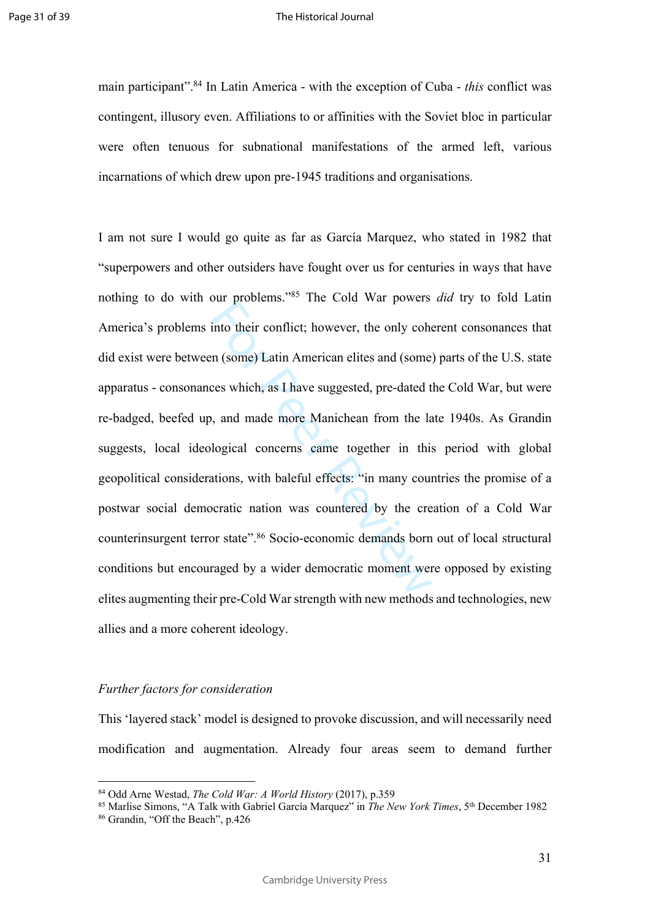main participant".[84] In Latin America - with the exception of Cuba - *this* conflict was contingent, illusory even. Affiliations to or affinities with the Soviet bloc in particular were often tenuous for subnational manifestations of the armed left, various incarnations of which drew upon pre-1945 traditions and organisations.

I am not sure I would go quite as far as García Marquez, who stated in 1982 that "superpowers and other outsiders have fought over us for centuries in ways that have nothing to do with our problems."[85] The Cold War powers *did* try to fold Latin America's problems into their conflict; however, the only coherent consonances that did exist were between (some) Latin American elites and (some) parts of the U.S. state apparatus - consonances which, as I have suggested, pre-dated the Cold War, but were re-badged, beefed up, and made more Manichean from the late 1940s. As Grandin suggests, local ideological concerns came together in this period with global geopolitical considerations, with baleful effects: "in many countries the promise of a postwar social democratic nation was countered by the creation of a Cold War counterinsurgent terror state".[86] Socio-economic demands born out of local structural conditions but encouraged by a wider democratic moment were opposed by existing elites augmenting their pre-Cold War strength with new methods and technologies, new allies and a more coherent ideology.

*Further factors for consideration*

This 'layered stack' model is designed to provoke discussion, and will necessarily need modification and augmentation. Already four areas seem to demand further

---

[84] Odd Arne Westad, *The Cold War: A World History* (2017), p.359

[85] Marlise Simons, "A Talk with Gabriel García Marquez" in *The New York Times*, 5th December 1982

[86] Grandin, "Off the Beach", p.426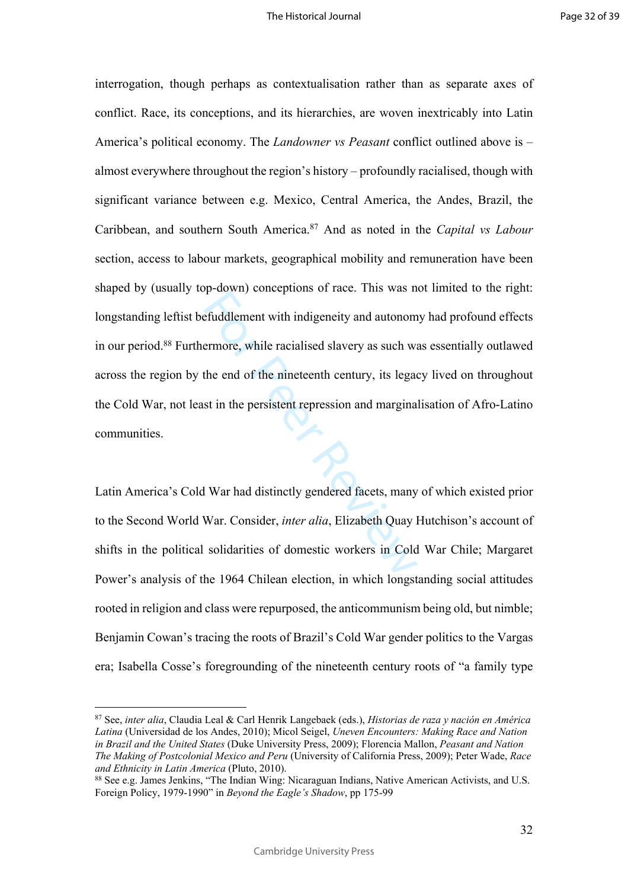interrogation, though perhaps as contextualisation rather than as separate axes of conflict. Race, its conceptions, and its hierarchies, are woven inextricably into Latin America's political economy. The *Landowner vs Peasant* conflict outlined above is – almost everywhere throughout the region's history – profoundly racialised, though with significant variance between e.g. Mexico, Central America, the Andes, Brazil, the Caribbean, and southern South America.[87] And as noted in the *Capital vs Labour* section, access to labour markets, geographical mobility and remuneration have been shaped by (usually top-down) conceptions of race. This was not limited to the right: longstanding leftist befuddlement with indigeneity and autonomy had profound effects in our period.[88] Furthermore, while racialised slavery as such was essentially outlawed across the region by the end of the nineteenth century, its legacy lived on throughout the Cold War, not least in the persistent repression and marginalisation of Afro-Latino communities.

Latin America's Cold War had distinctly gendered facets, many of which existed prior to the Second World War. Consider, *inter alia*, Elizabeth Quay Hutchison's account of shifts in the political solidarities of domestic workers in Cold War Chile; Margaret Power's analysis of the 1964 Chilean election, in which longstanding social attitudes rooted in religion and class were repurposed, the anticommunism being old, but nimble; Benjamin Cowan's tracing the roots of Brazil's Cold War gender politics to the Vargas era; Isabella Cosse's foregrounding of the nineteenth century roots of "a family type

---

[87] See, *inter alia*, Claudia Leal & Carl Henrik Langebaek (eds.), *Historias de raza y nación en América Latina* (Universidad de los Andes, 2010); Micol Seigel, *Uneven Encounters: Making Race and Nation in Brazil and the United States* (Duke University Press, 2009); Florencia Mallon, *Peasant and Nation The Making of Postcolonial Mexico and Peru* (University of California Press, 2009); Peter Wade, *Race and Ethnicity in Latin America* (Pluto, 2010).

[88] See e.g. James Jenkins, "The Indian Wing: Nicaraguan Indians, Native American Activists, and U.S. Foreign Policy, 1979-1990" in *Beyond the Eagle's Shadow*, pp 175-99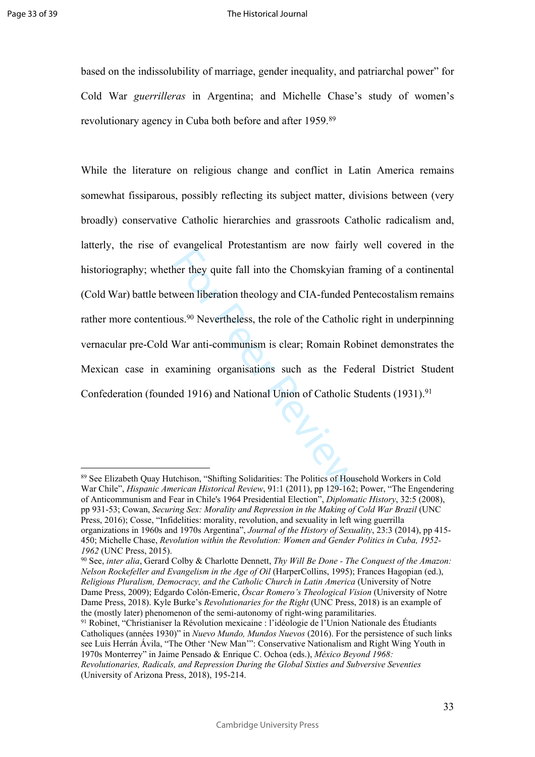based on the indissolubility of marriage, gender inequality, and patriarchal power" for Cold War *guerrilleras* in Argentina; and Michelle Chase's study of women's revolutionary agency in Cuba both before and after 1959.[89]

While the literature on religious change and conflict in Latin America remains somewhat fissiparous, possibly reflecting its subject matter, divisions between (very broadly) conservative Catholic hierarchies and grassroots Catholic radicalism and, latterly, the rise of evangelical Protestantism are now fairly well covered in the historiography; whether they quite fall into the Chomskyian framing of a continental (Cold War) battle between liberation theology and CIA-funded Pentecostalism remains rather more contentious.[90] Nevertheless, the role of the Catholic right in underpinning vernacular pre-Cold War anti-communism is clear; Romain Robinet demonstrates the Mexican case in examining organisations such as the Federal District Student Confederation (founded 1916) and National Union of Catholic Students (1931).[91]

---

[89] See Elizabeth Quay Hutchison, "Shifting Solidarities: The Politics of Household Workers in Cold War Chile", *Hispanic American Historical Review*, 91:1 (2011), pp 129-162; Power, "The Engendering of Anticommunism and Fear in Chile's 1964 Presidential Election", *Diplomatic History*, 32:5 (2008), pp 931-53; Cowan, *Securing Sex: Morality and Repression in the Making of Cold War Brazil* (UNC Press, 2016); Cosse, "Infidelities: morality, revolution, and sexuality in left wing guerrilla organizations in 1960s and 1970s Argentina", *Journal of the History of Sexuality*, 23:3 (2014), pp 415-450; Michelle Chase, *Revolution within the Revolution: Women and Gender Politics in Cuba, 1952-1962* (UNC Press, 2015).

[90] See, *inter alia*, Gerard Colby & Charlotte Dennett, *Thy Will Be Done - The Conquest of the Amazon: Nelson Rockefeller and Evangelism in the Age of Oil* (HarperCollins, 1995); Frances Hagopian (ed.), *Religious Pluralism, Democracy, and the Catholic Church in Latin America* (University of Notre Dame Press, 2009); Edgardo Colón-Emeric, *Óscar Romero's Theological Vision* (University of Notre Dame Press, 2018). Kyle Burke's *Revolutionaries for the Right* (UNC Press, 2018) is an example of the (mostly later) phenomenon of the semi-autonomy of right-wing paramilitaries.

[91] Robinet, "Christianiser la Révolution mexicaine : l'idéologie de l'Union Nationale des Étudiants Catholiques (années 1930)" in *Nuevo Mundo, Mundos Nuevos* (2016). For the persistence of such links see Luis Herrán Ávila, "The Other 'New Man'": Conservative Nationalism and Right Wing Youth in 1970s Monterrey" in Jaime Pensado & Enrique C. Ochoa (eds.), *México Beyond 1968: Revolutionaries, Radicals, and Repression During the Global Sixties and Subversive Seventies* (University of Arizona Press, 2018), 195-214.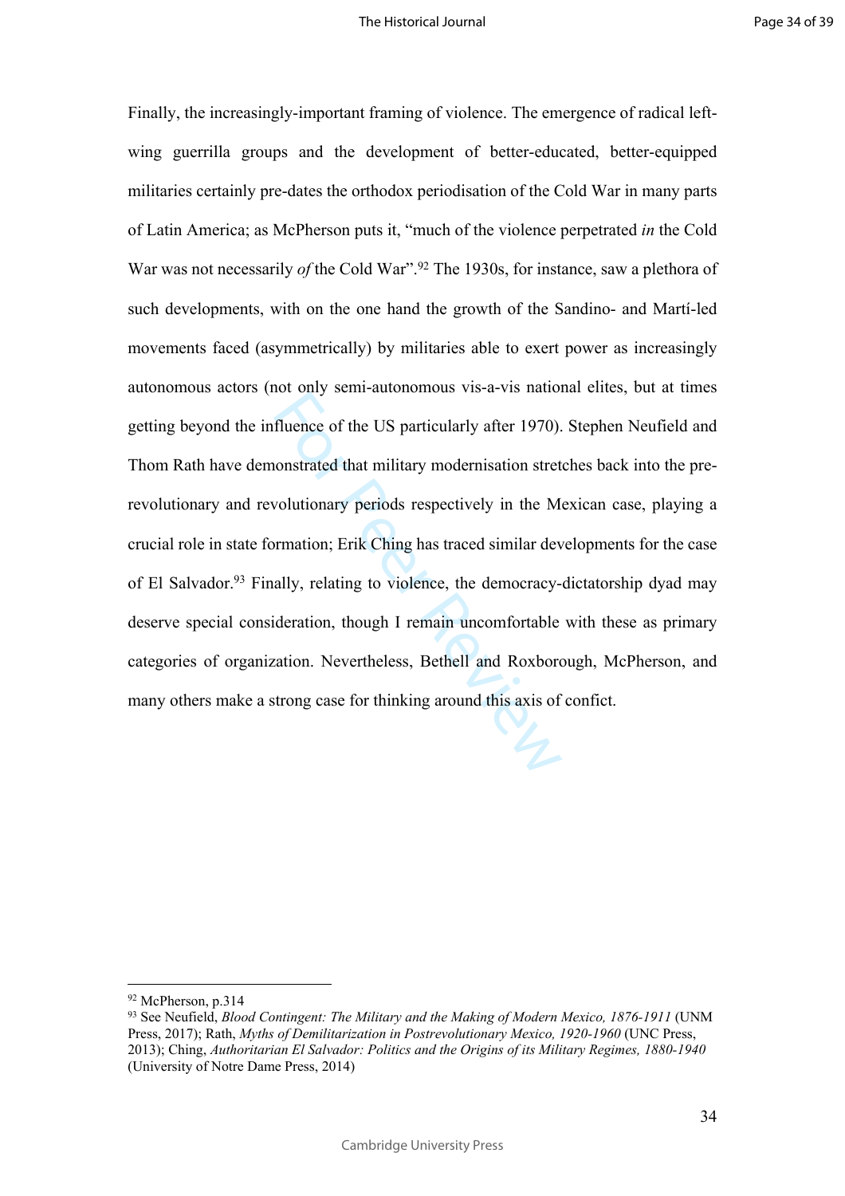Finally, the increasingly-important framing of violence. The emergence of radical left-wing guerrilla groups and the development of better-educated, better-equipped militaries certainly pre-dates the orthodox periodisation of the Cold War in many parts of Latin America; as McPherson puts it, "much of the violence perpetrated *in* the Cold War was not necessarily *of* the Cold War".[92] The 1930s, for instance, saw a plethora of such developments, with on the one hand the growth of the Sandino- and Martí-led movements faced (asymmetrically) by militaries able to exert power as increasingly autonomous actors (not only semi-autonomous vis-a-vis national elites, but at times getting beyond the influence of the US particularly after 1970). Stephen Neufield and Thom Rath have demonstrated that military modernisation stretches back into the pre-revolutionary and revolutionary periods respectively in the Mexican case, playing a crucial role in state formation; Erik Ching has traced similar developments for the case of El Salvador.[93] Finally, relating to violence, the democracy-dictatorship dyad may deserve special consideration, though I remain uncomfortable with these as primary categories of organization. Nevertheless, Bethell and Roxborough, McPherson, and many others make a strong case for thinking around this axis of confict.

---

[92] McPherson, p.314

[93] See Neufield, *Blood Contingent: The Military and the Making of Modern Mexico, 1876-1911* (UNM Press, 2017); Rath, *Myths of Demilitarization in Postrevolutionary Mexico, 1920-1960* (UNC Press, 2013); Ching, *Authoritarian El Salvador: Politics and the Origins of its Military Regimes, 1880-1940* (University of Notre Dame Press, 2014)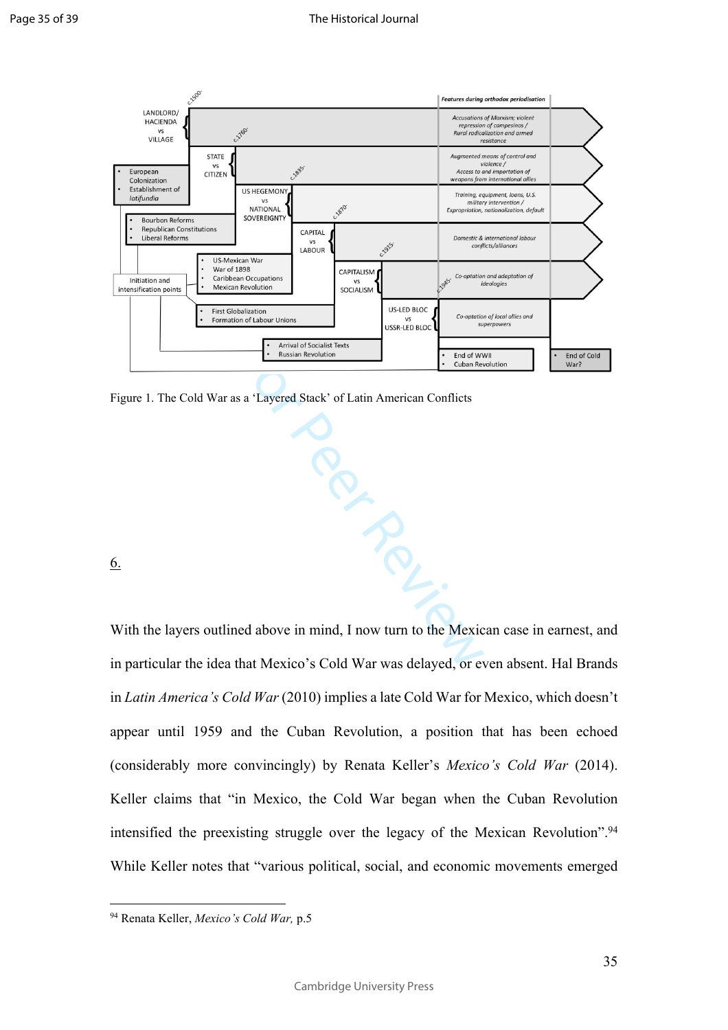Figure 1. The Cold War as a 'Layered Stack' of Latin American Conflicts

6.

With the layers outlined above in mind, I now turn to the Mexican case in earnest, and in particular the idea that Mexico's Cold War was delayed, or even absent. Hal Brands in *Latin America's Cold War* (2010) implies a late Cold War for Mexico, which doesn't appear until 1959 and the Cuban Revolution, a position that has been echoed (considerably more convincingly) by Renata Keller's *Mexico's Cold War* (2014). Keller claims that "in Mexico, the Cold War began when the Cuban Revolution intensified the preexisting struggle over the legacy of the Mexican Revolution".[94] While Keller notes that "various political, social, and economic movements emerged

[94] Renata Keller, *Mexico's Cold War,* p.5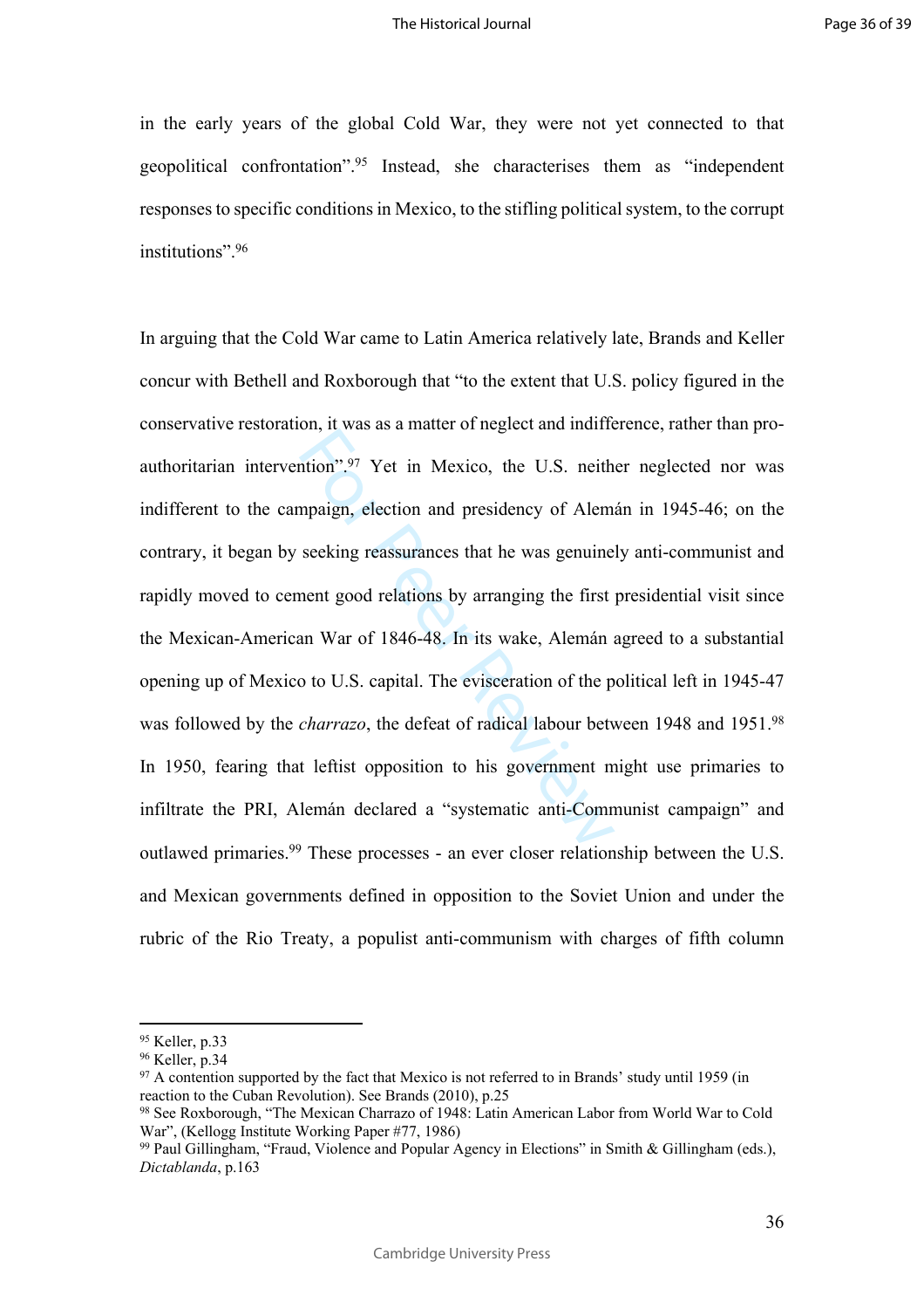in the early years of the global Cold War, they were not yet connected to that geopolitical confrontation".[95] Instead, she characterises them as "independent responses to specific conditions in Mexico, to the stifling political system, to the corrupt institutions".[96]

In arguing that the Cold War came to Latin America relatively late, Brands and Keller concur with Bethell and Roxborough that "to the extent that U.S. policy figured in the conservative restoration, it was as a matter of neglect and indifference, rather than pro-authoritarian intervention".[97] Yet in Mexico, the U.S. neither neglected nor was indifferent to the campaign, election and presidency of Alemán in 1945-46; on the contrary, it began by seeking reassurances that he was genuinely anti-communist and rapidly moved to cement good relations by arranging the first presidential visit since the Mexican-American War of 1846-48. In its wake, Alemán agreed to a substantial opening up of Mexico to U.S. capital. The evisceration of the political left in 1945-47 was followed by the *charrazo*, the defeat of radical labour between 1948 and 1951.[98] In 1950, fearing that leftist opposition to his government might use primaries to infiltrate the PRI, Alemán declared a "systematic anti-Communist campaign" and outlawed primaries.[99] These processes - an ever closer relationship between the U.S. and Mexican governments defined in opposition to the Soviet Union and under the rubric of the Rio Treaty, a populist anti-communism with charges of fifth column

---

[95] Keller, p.33

[96] Keller, p.34

[97] A contention supported by the fact that Mexico is not referred to in Brands' study until 1959 (in reaction to the Cuban Revolution). See Brands (2010), p.25

[98] See Roxborough, "The Mexican Charrazo of 1948: Latin American Labor from World War to Cold War", (Kellogg Institute Working Paper #77, 1986)

[99] Paul Gillingham, "Fraud, Violence and Popular Agency in Elections" in Smith & Gillingham (eds.), *Dictablanda*, p.163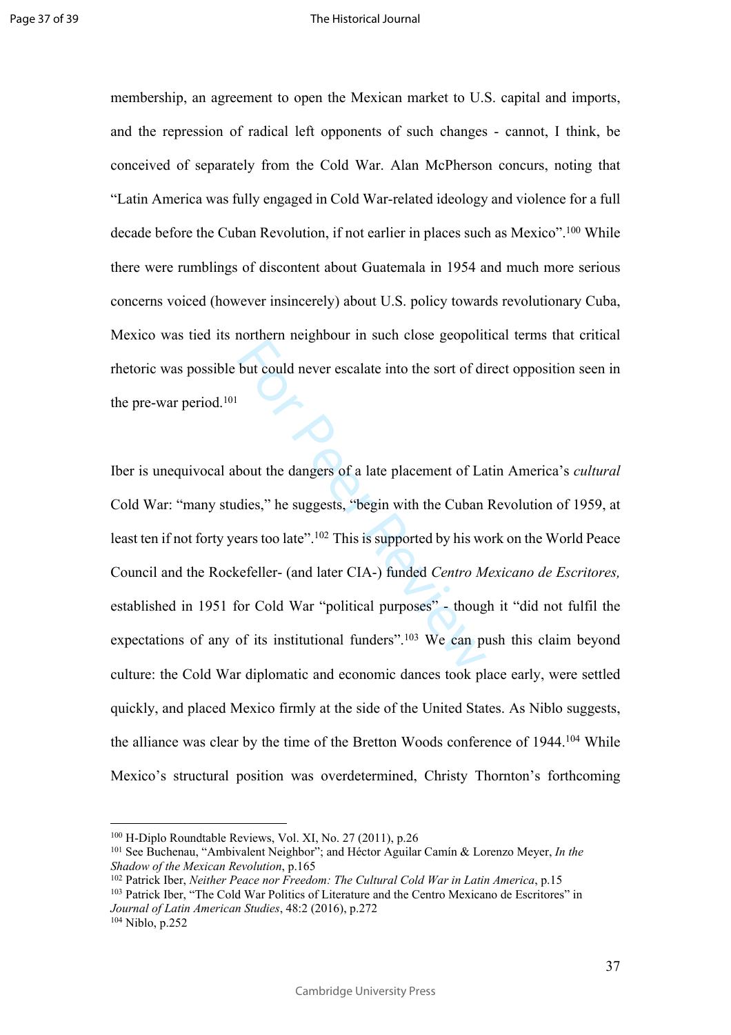membership, an agreement to open the Mexican market to U.S. capital and imports, and the repression of radical left opponents of such changes - cannot, I think, be conceived of separately from the Cold War. Alan McPherson concurs, noting that "Latin America was fully engaged in Cold War-related ideology and violence for a full decade before the Cuban Revolution, if not earlier in places such as Mexico".[100] While there were rumblings of discontent about Guatemala in 1954 and much more serious concerns voiced (however insincerely) about U.S. policy towards revolutionary Cuba, Mexico was tied its northern neighbour in such close geopolitical terms that critical rhetoric was possible but could never escalate into the sort of direct opposition seen in the pre-war period.[101]

Iber is unequivocal about the dangers of a late placement of Latin America's *cultural* Cold War: "many studies," he suggests, "begin with the Cuban Revolution of 1959, at least ten if not forty years too late".[102] This is supported by his work on the World Peace Council and the Rockefeller- (and later CIA-) funded *Centro Mexicano de Escritores,* established in 1951 for Cold War "political purposes" - though it "did not fulfil the expectations of any of its institutional funders".[103] We can push this claim beyond culture: the Cold War diplomatic and economic dances took place early, were settled quickly, and placed Mexico firmly at the side of the United States. As Niblo suggests, the alliance was clear by the time of the Bretton Woods conference of 1944.[104] While Mexico's structural position was overdetermined, Christy Thornton's forthcoming

---

[100] H-Diplo Roundtable Reviews, Vol. XI, No. 27 (2011), p.26

[101] See Buchenau, "Ambivalent Neighbor"; and Héctor Aguilar Camín & Lorenzo Meyer, *In the Shadow of the Mexican Revolution*, p.165

[102] Patrick Iber, *Neither Peace nor Freedom: The Cultural Cold War in Latin America*, p.15

[103] Patrick Iber, "The Cold War Politics of Literature and the Centro Mexicano de Escritores" in *Journal of Latin American Studies*, 48:2 (2016), p.272

[104] Niblo, p.252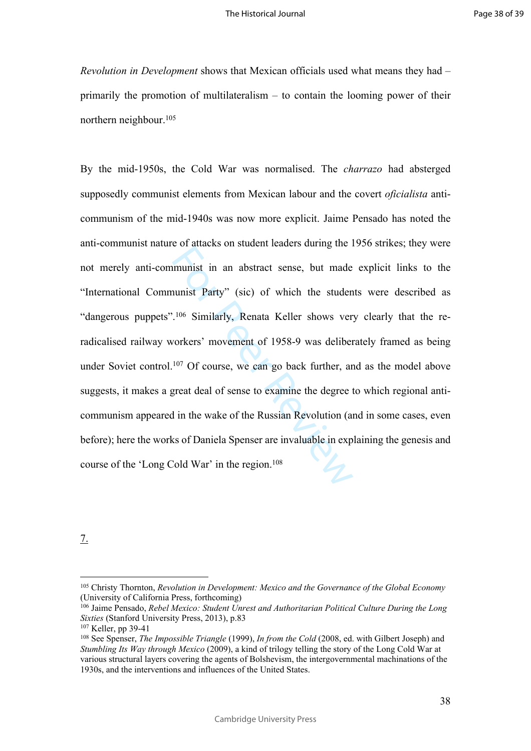*Revolution in Development* shows that Mexican officials used what means they had – primarily the promotion of multilateralism – to contain the looming power of their northern neighbour.[105]

By the mid-1950s, the Cold War was normalised. The *charrazo* had absterged supposedly communist elements from Mexican labour and the covert *oficialista* anti-communism of the mid-1940s was now more explicit. Jaime Pensado has noted the anti-communist nature of attacks on student leaders during the 1956 strikes; they were not merely anti-communist in an abstract sense, but made explicit links to the "International Communist Party" (sic) of which the students were described as "dangerous puppets".[106] Similarly, Renata Keller shows very clearly that the re-radicalised railway workers' movement of 1958-9 was deliberately framed as being under Soviet control.[107] Of course, we can go back further, and as the model above suggests, it makes a great deal of sense to examine the degree to which regional anti-communism appeared in the wake of the Russian Revolution (and in some cases, even before); here the works of Daniela Spenser are invaluable in explaining the genesis and course of the 'Long Cold War' in the region.[108]

7.

---

[105] Christy Thornton, *Revolution in Development: Mexico and the Governance of the Global Economy* (University of California Press, forthcoming)

[106] Jaime Pensado, *Rebel Mexico: Student Unrest and Authoritarian Political Culture During the Long Sixties* (Stanford University Press, 2013), p.83

[107] Keller, pp 39-41

[108] See Spenser, *The Impossible Triangle* (1999), *In from the Cold* (2008, ed. with Gilbert Joseph) and *Stumbling Its Way through Mexico* (2009), a kind of trilogy telling the story of the Long Cold War at various structural layers covering the agents of Bolshevism, the intergovernmental machinations of the 1930s, and the interventions and influences of the United States.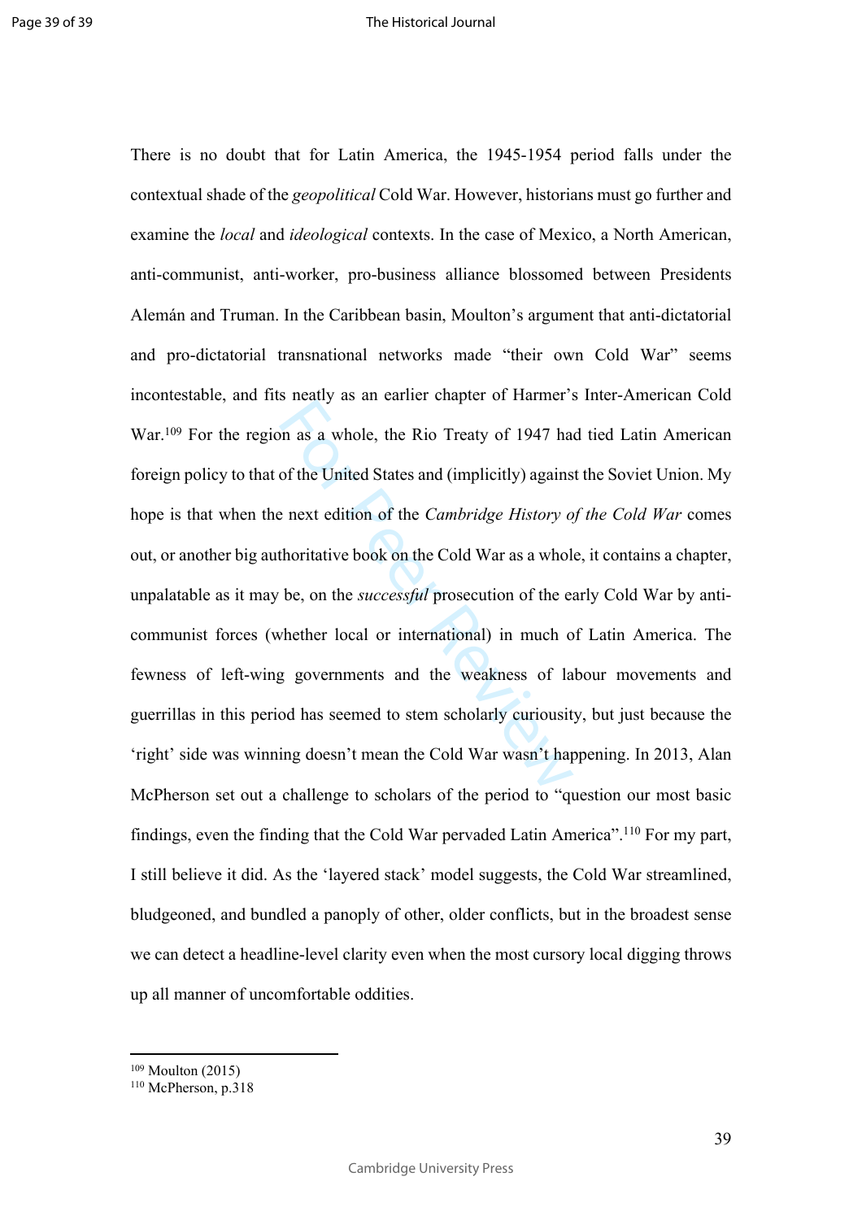There is no doubt that for Latin America, the 1945-1954 period falls under the contextual shade of the *geopolitical* Cold War. However, historians must go further and examine the *local* and *ideological* contexts. In the case of Mexico, a North American, anti-communist, anti-worker, pro-business alliance blossomed between Presidents Alemán and Truman. In the Caribbean basin, Moulton's argument that anti-dictatorial and pro-dictatorial transnational networks made "their own Cold War" seems incontestable, and fits neatly as an earlier chapter of Harmer's Inter-American Cold War.[109] For the region as a whole, the Rio Treaty of 1947 had tied Latin American foreign policy to that of the United States and (implicitly) against the Soviet Union. My hope is that when the next edition of the *Cambridge History of the Cold War* comes out, or another big authoritative book on the Cold War as a whole, it contains a chapter, unpalatable as it may be, on the *successful* prosecution of the early Cold War by anti-communist forces (whether local or international) in much of Latin America. The fewness of left-wing governments and the weakness of labour movements and guerrillas in this period has seemed to stem scholarly curiousity, but just because the 'right' side was winning doesn't mean the Cold War wasn't happening. In 2013, Alan McPherson set out a challenge to scholars of the period to "question our most basic findings, even the finding that the Cold War pervaded Latin America".[110] For my part, I still believe it did. As the 'layered stack' model suggests, the Cold War streamlined, bludgeoned, and bundled a panoply of other, older conflicts, but in the broadest sense we can detect a headline-level clarity even when the most cursory local digging throws up all manner of uncomfortable oddities.

---

[109] Moulton (2015)

[110] McPherson, p.318